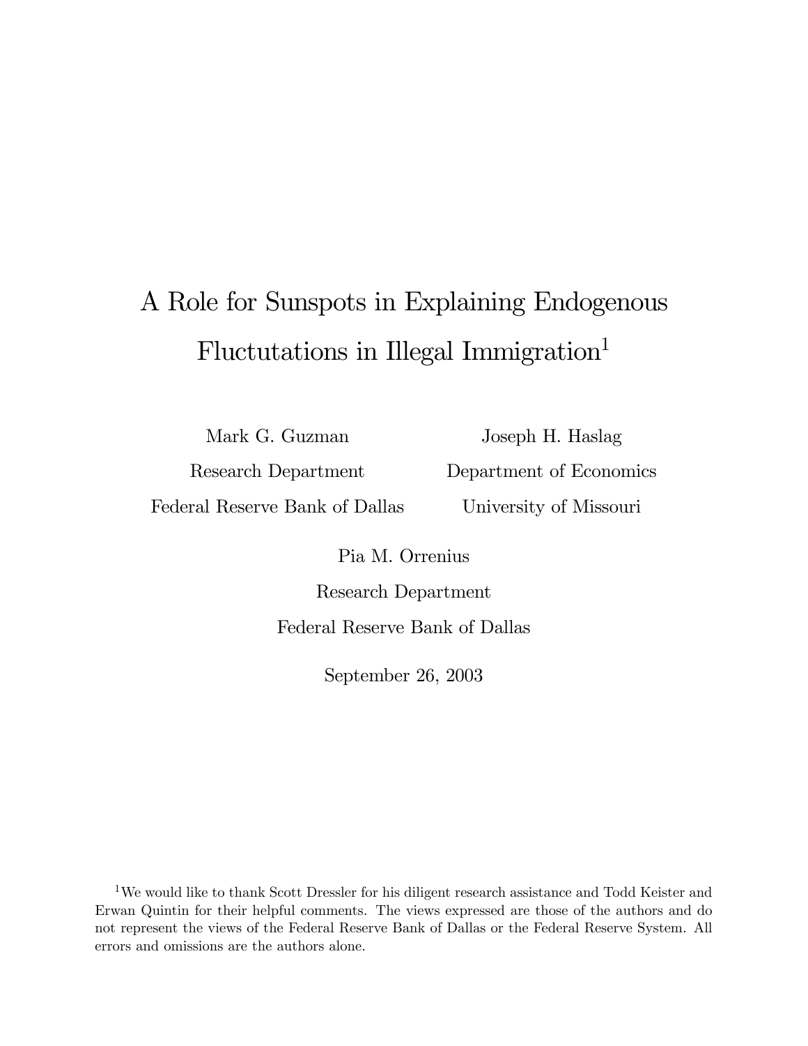# A Role for Sunspots in Explaining Endogenous Fluctutations in Illegal Immigration[1]

Mark G. Guzman
Research Department
Federal Reserve Bank of Dallas

Joseph H. Haslag
Department of Economics
University of Missouri

Pia M. Orrenius
Research Department
Federal Reserve Bank of Dallas

September 26, 2003

[1] We would like to thank Scott Dressler for his diligent research assistance and Todd Keister and Erwan Quintin for their helpful comments. The views expressed are those of the authors and do not represent the views of the Federal Reserve Bank of Dallas or the Federal Reserve System. All errors and omissions are the authors alone.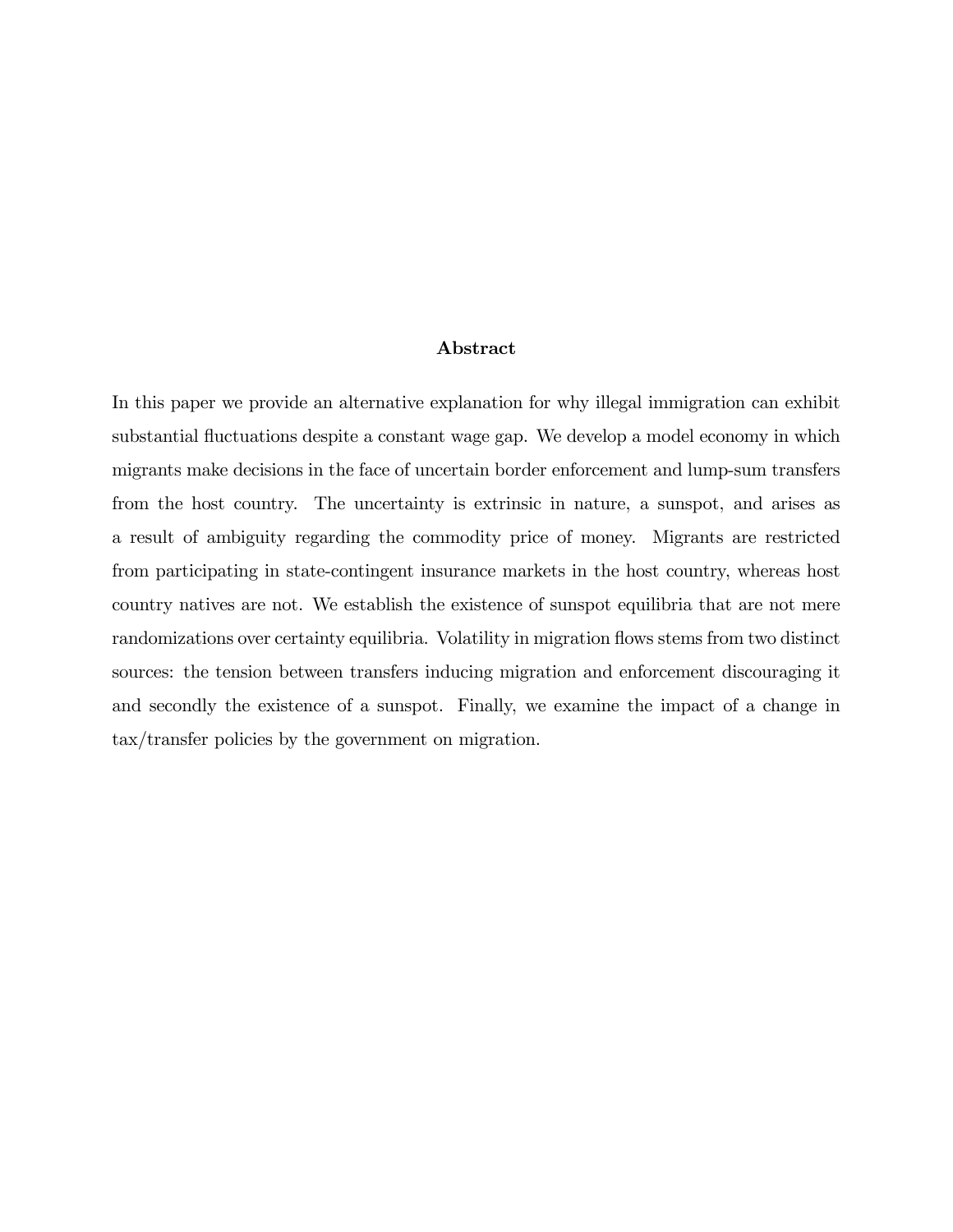## Abstract

In this paper we provide an alternative explanation for why illegal immigration can exhibit substantial fluctuations despite a constant wage gap. We develop a model economy in which migrants make decisions in the face of uncertain border enforcement and lump-sum transfers from the host country. The uncertainty is extrinsic in nature, a sunspot, and arises as a result of ambiguity regarding the commodity price of money. Migrants are restricted from participating in state-contingent insurance markets in the host country, whereas host country natives are not. We establish the existence of sunspot equilibria that are not mere randomizations over certainty equilibria. Volatility in migration flows stems from two distinct sources: the tension between transfers inducing migration and enforcement discouraging it and secondly the existence of a sunspot. Finally, we examine the impact of a change in tax/transfer policies by the government on migration.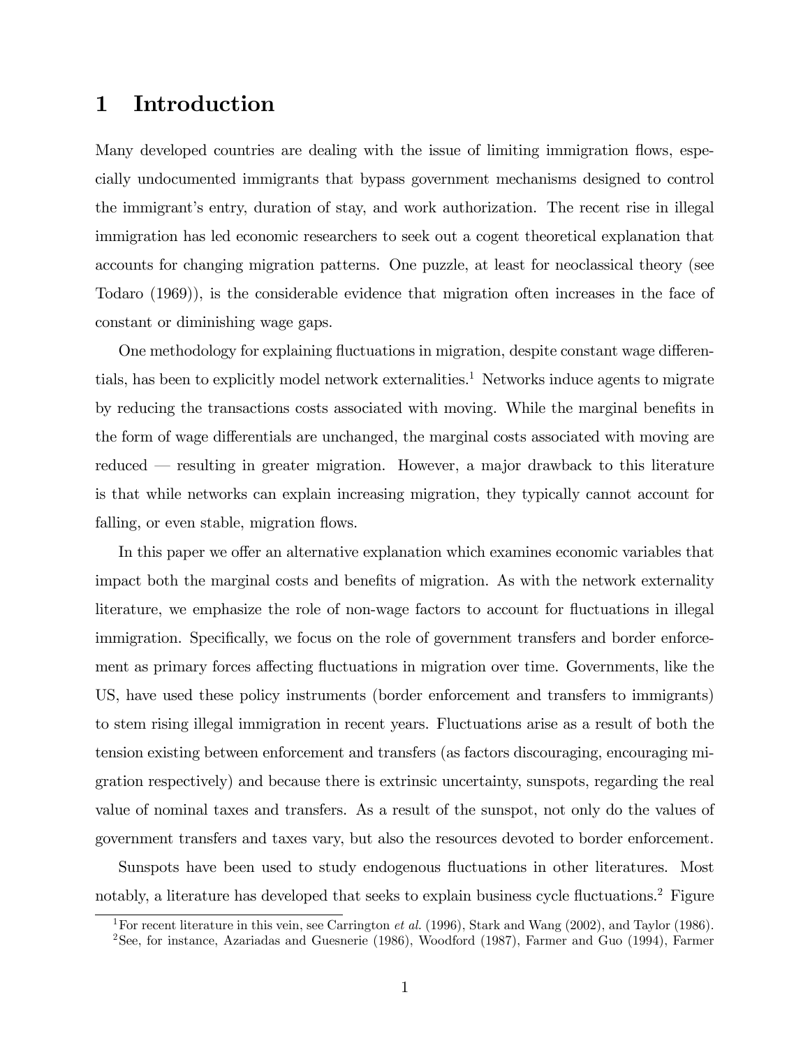# 1 Introduction

Many developed countries are dealing with the issue of limiting immigration flows, especially undocumented immigrants that bypass government mechanisms designed to control the immigrant's entry, duration of stay, and work authorization. The recent rise in illegal immigration has led economic researchers to seek out a cogent theoretical explanation that accounts for changing migration patterns. One puzzle, at least for neoclassical theory (see Todaro (1969)), is the considerable evidence that migration often increases in the face of constant or diminishing wage gaps.

One methodology for explaining fluctuations in migration, despite constant wage differentials, has been to explicitly model network externalities.[1] Networks induce agents to migrate by reducing the transactions costs associated with moving. While the marginal benefits in the form of wage differentials are unchanged, the marginal costs associated with moving are reduced — resulting in greater migration. However, a major drawback to this literature is that while networks can explain increasing migration, they typically cannot account for falling, or even stable, migration flows.

In this paper we offer an alternative explanation which examines economic variables that impact both the marginal costs and benefits of migration. As with the network externality literature, we emphasize the role of non-wage factors to account for fluctuations in illegal immigration. Specifically, we focus on the role of government transfers and border enforcement as primary forces affecting fluctuations in migration over time. Governments, like the US, have used these policy instruments (border enforcement and transfers to immigrants) to stem rising illegal immigration in recent years. Fluctuations arise as a result of both the tension existing between enforcement and transfers (as factors discouraging, encouraging migration respectively) and because there is extrinsic uncertainty, sunspots, regarding the real value of nominal taxes and transfers. As a result of the sunspot, not only do the values of government transfers and taxes vary, but also the resources devoted to border enforcement.

Sunspots have been used to study endogenous fluctuations in other literatures. Most notably, a literature has developed that seeks to explain business cycle fluctuations.[2] Figure

[1] For recent literature in this vein, see Carrington *et al.* (1996), Stark and Wang (2002), and Taylor (1986).

[2] See, for instance, Azariadas and Guesnerie (1986), Woodford (1987), Farmer and Guo (1994), Farmer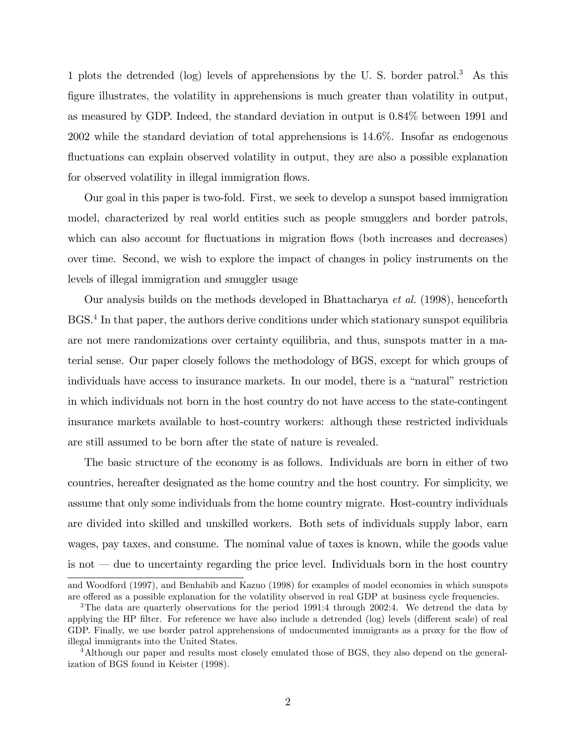1 plots the detrended (log) levels of apprehensions by the U. S. border patrol.[3] As this figure illustrates, the volatility in apprehensions is much greater than volatility in output, as measured by GDP. Indeed, the standard deviation in output is 0.84% between 1991 and 2002 while the standard deviation of total apprehensions is 14.6%. Insofar as endogenous fluctuations can explain observed volatility in output, they are also a possible explanation for observed volatility in illegal immigration flows.

Our goal in this paper is two-fold. First, we seek to develop a sunspot based immigration model, characterized by real world entities such as people smugglers and border patrols, which can also account for fluctuations in migration flows (both increases and decreases) over time. Second, we wish to explore the impact of changes in policy instruments on the levels of illegal immigration and smuggler usage

Our analysis builds on the methods developed in Bhattacharya *et al.* (1998), henceforth BGS.[4] In that paper, the authors derive conditions under which stationary sunspot equilibria are not mere randomizations over certainty equilibria, and thus, sunspots matter in a material sense. Our paper closely follows the methodology of BGS, except for which groups of individuals have access to insurance markets. In our model, there is a "natural" restriction in which individuals not born in the host country do not have access to the state-contingent insurance markets available to host-country workers: although these restricted individuals are still assumed to be born after the state of nature is revealed.

The basic structure of the economy is as follows. Individuals are born in either of two countries, hereafter designated as the home country and the host country. For simplicity, we assume that only some individuals from the home country migrate. Host-country individuals are divided into skilled and unskilled workers. Both sets of individuals supply labor, earn wages, pay taxes, and consume. The nominal value of taxes is known, while the goods value is not — due to uncertainty regarding the price level. Individuals born in the host country

and Woodford (1997), and Benhabib and Kazuo (1998) for examples of model economies in which sunspots are offered as a possible explanation for the volatility observed in real GDP at business cycle frequencies.

[3] The data are quarterly observations for the period 1991:4 through 2002:4. We detrend the data by applying the HP filter. For reference we have also include a detrended (log) levels (different scale) of real GDP. Finally, we use border patrol apprehensions of undocumented immigrants as a proxy for the flow of illegal immigrants into the United States.

[4] Although our paper and results most closely emulated those of BGS, they also depend on the generalization of BGS found in Keister (1998).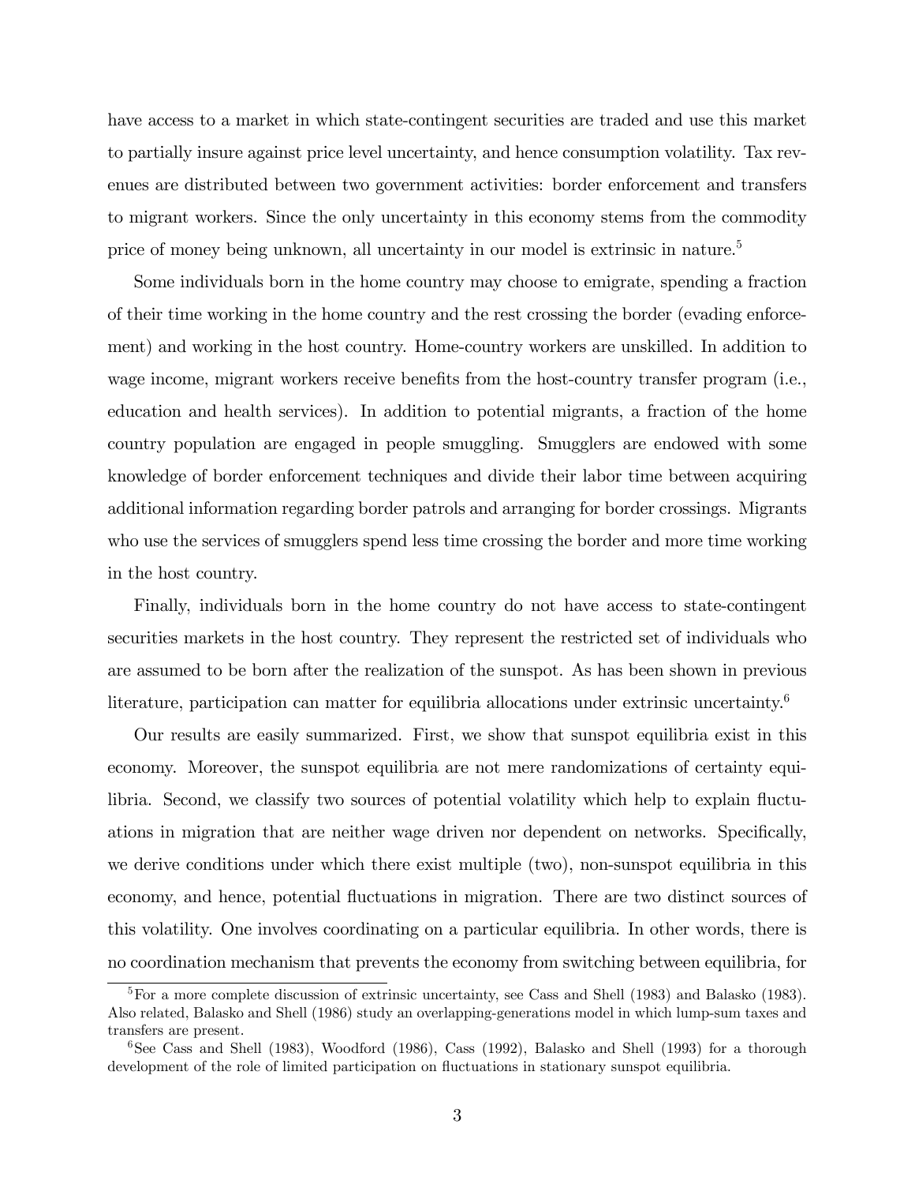have access to a market in which state-contingent securities are traded and use this market to partially insure against price level uncertainty, and hence consumption volatility. Tax revenues are distributed between two government activities: border enforcement and transfers to migrant workers. Since the only uncertainty in this economy stems from the commodity price of money being unknown, all uncertainty in our model is extrinsic in nature.[5]

Some individuals born in the home country may choose to emigrate, spending a fraction of their time working in the home country and the rest crossing the border (evading enforcement) and working in the host country. Home-country workers are unskilled. In addition to wage income, migrant workers receive benefits from the host-country transfer program (i.e., education and health services). In addition to potential migrants, a fraction of the home country population are engaged in people smuggling. Smugglers are endowed with some knowledge of border enforcement techniques and divide their labor time between acquiring additional information regarding border patrols and arranging for border crossings. Migrants who use the services of smugglers spend less time crossing the border and more time working in the host country.

Finally, individuals born in the home country do not have access to state-contingent securities markets in the host country. They represent the restricted set of individuals who are assumed to be born after the realization of the sunspot. As has been shown in previous literature, participation can matter for equilibria allocations under extrinsic uncertainty.[6]

Our results are easily summarized. First, we show that sunspot equilibria exist in this economy. Moreover, the sunspot equilibria are not mere randomizations of certainty equilibria. Second, we classify two sources of potential volatility which help to explain fluctuations in migration that are neither wage driven nor dependent on networks. Specifically, we derive conditions under which there exist multiple (two), non-sunspot equilibria in this economy, and hence, potential fluctuations in migration. There are two distinct sources of this volatility. One involves coordinating on a particular equilibria. In other words, there is no coordination mechanism that prevents the economy from switching between equilibria, for

[5]For a more complete discussion of extrinsic uncertainty, see Cass and Shell (1983) and Balasko (1983). Also related, Balasko and Shell (1986) study an overlapping-generations model in which lump-sum taxes and transfers are present.

[6]See Cass and Shell (1983), Woodford (1986), Cass (1992), Balasko and Shell (1993) for a thorough development of the role of limited participation on fluctuations in stationary sunspot equilibria.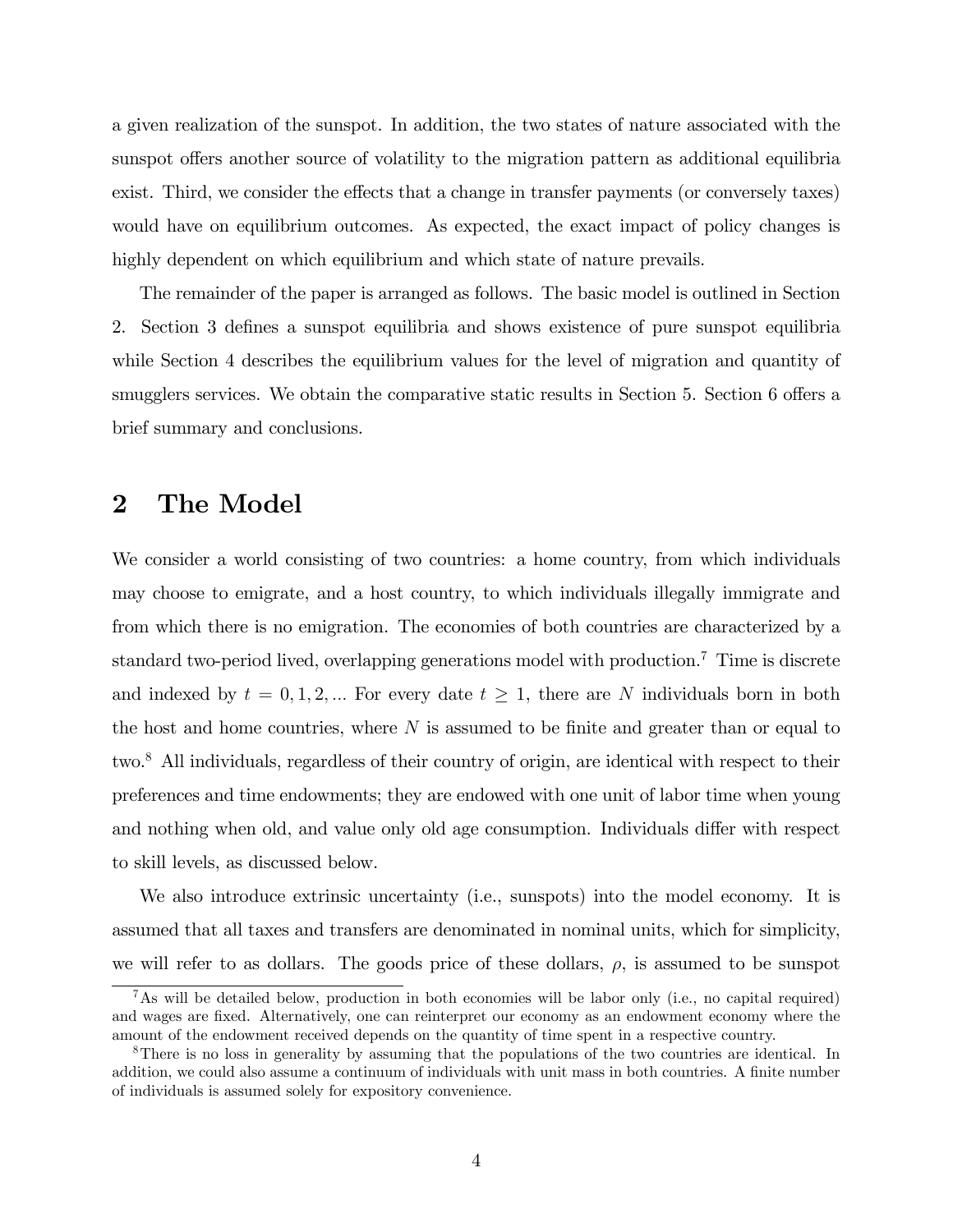a given realization of the sunspot. In addition, the two states of nature associated with the sunspot offers another source of volatility to the migration pattern as additional equilibria exist. Third, we consider the effects that a change in transfer payments (or conversely taxes) would have on equilibrium outcomes. As expected, the exact impact of policy changes is highly dependent on which equilibrium and which state of nature prevails.

The remainder of the paper is arranged as follows. The basic model is outlined in Section 2. Section 3 defines a sunspot equilibria and shows existence of pure sunspot equilibria while Section 4 describes the equilibrium values for the level of migration and quantity of smugglers services. We obtain the comparative static results in Section 5. Section 6 offers a brief summary and conclusions.

## 2 The Model

We consider a world consisting of two countries: a home country, from which individuals may choose to emigrate, and a host country, to which individuals illegally immigrate and from which there is no emigration. The economies of both countries are characterized by a standard two-period lived, overlapping generations model with production.[7] Time is discrete and indexed by $t = 0, 1, 2, \ldots$ For every date $t \geq 1$, there are $N$ individuals born in both the host and home countries, where $N$ is assumed to be finite and greater than or equal to two.[8] All individuals, regardless of their country of origin, are identical with respect to their preferences and time endowments; they are endowed with one unit of labor time when young and nothing when old, and value only old age consumption. Individuals differ with respect to skill levels, as discussed below.

We also introduce extrinsic uncertainty (i.e., sunspots) into the model economy. It is assumed that all taxes and transfers are denominated in nominal units, which for simplicity, we will refer to as dollars. The goods price of these dollars, $\rho$, is assumed to be sunspot

[7] As will be detailed below, production in both economies will be labor only (i.e., no capital required) and wages are fixed. Alternatively, one can reinterpret our economy as an endowment economy where the amount of the endowment received depends on the quantity of time spent in a respective country.

[8] There is no loss in generality by assuming that the populations of the two countries are identical. In addition, we could also assume a continuum of individuals with unit mass in both countries. A finite number of individuals is assumed solely for expository convenience.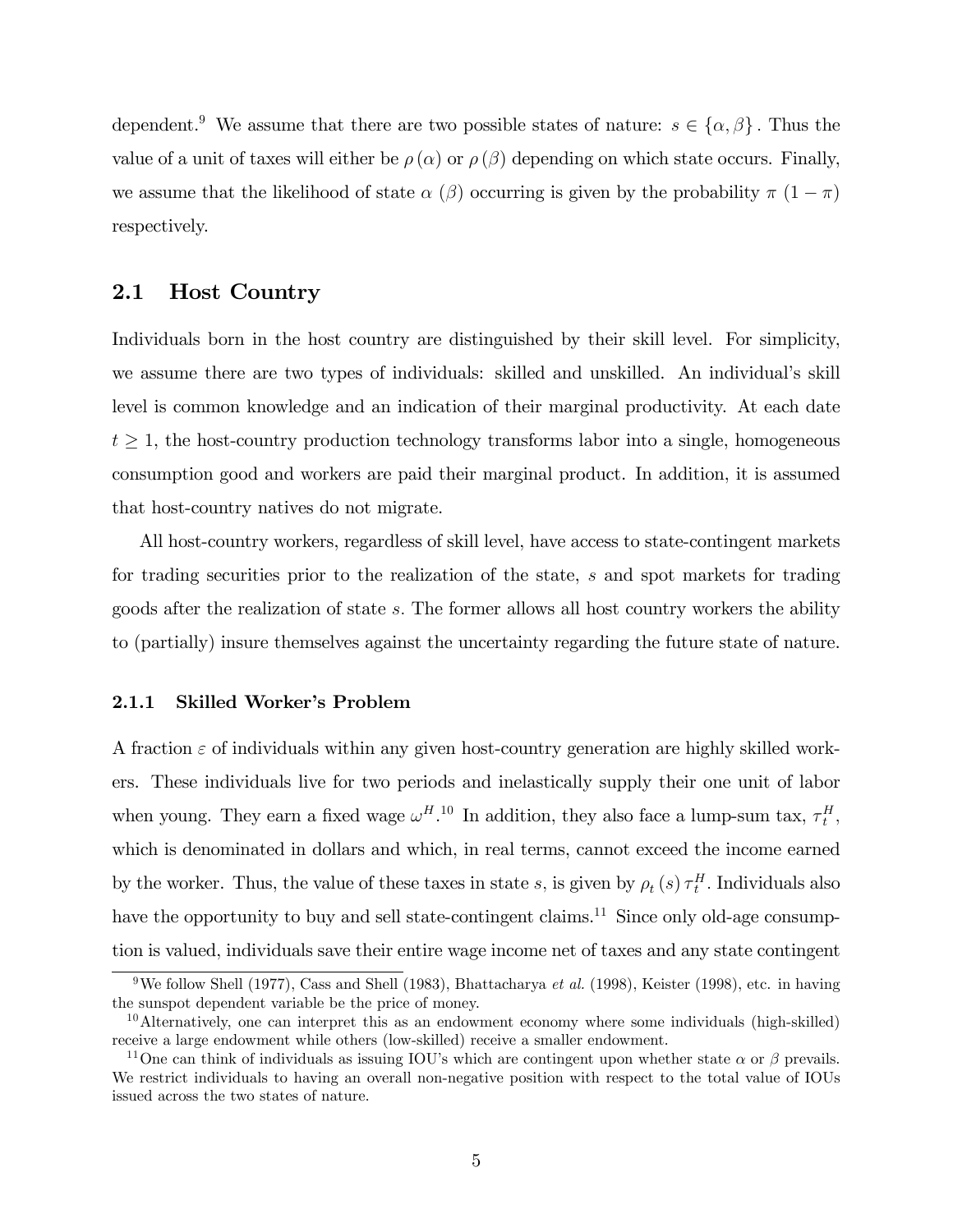dependent.[9] We assume that there are two possible states of nature: $s \in \{\alpha, \beta\}$. Thus the value of a unit of taxes will either be $\rho(\alpha)$ or $\rho(\beta)$ depending on which state occurs. Finally, we assume that the likelihood of state $\alpha$ $(\beta)$ occurring is given by the probability $\pi$ $(1-\pi)$ respectively.

## 2.1 Host Country

Individuals born in the host country are distinguished by their skill level. For simplicity, we assume there are two types of individuals: skilled and unskilled. An individual's skill level is common knowledge and an indication of their marginal productivity. At each date $t \geq 1$, the host-country production technology transforms labor into a single, homogeneous consumption good and workers are paid their marginal product. In addition, it is assumed that host-country natives do not migrate.

All host-country workers, regardless of skill level, have access to state-contingent markets for trading securities prior to the realization of the state, $s$ and spot markets for trading goods after the realization of state $s$. The former allows all host country workers the ability to (partially) insure themselves against the uncertainty regarding the future state of nature.

### 2.1.1 Skilled Worker's Problem

A fraction $\varepsilon$ of individuals within any given host-country generation are highly skilled workers. These individuals live for two periods and inelastically supply their one unit of labor when young. They earn a fixed wage $\omega^H$.[10] In addition, they also face a lump-sum tax, $\tau_t^H$, which is denominated in dollars and which, in real terms, cannot exceed the income earned by the worker. Thus, the value of these taxes in state $s$, is given by $\rho_t(s)\,\tau_t^H$. Individuals also have the opportunity to buy and sell state-contingent claims.[11] Since only old-age consumption is valued, individuals save their entire wage income net of taxes and any state contingent

[9] We follow Shell (1977), Cass and Shell (1983), Bhattacharya *et al.* (1998), Keister (1998), etc. in having the sunspot dependent variable be the price of money.

[10] Alternatively, one can interpret this as an endowment economy where some individuals (high-skilled) receive a large endowment while others (low-skilled) receive a smaller endowment.

[11] One can think of individuals as issuing IOU's which are contingent upon whether state $\alpha$ or $\beta$ prevails. We restrict individuals to having an overall non-negative position with respect to the total value of IOUs issued across the two states of nature.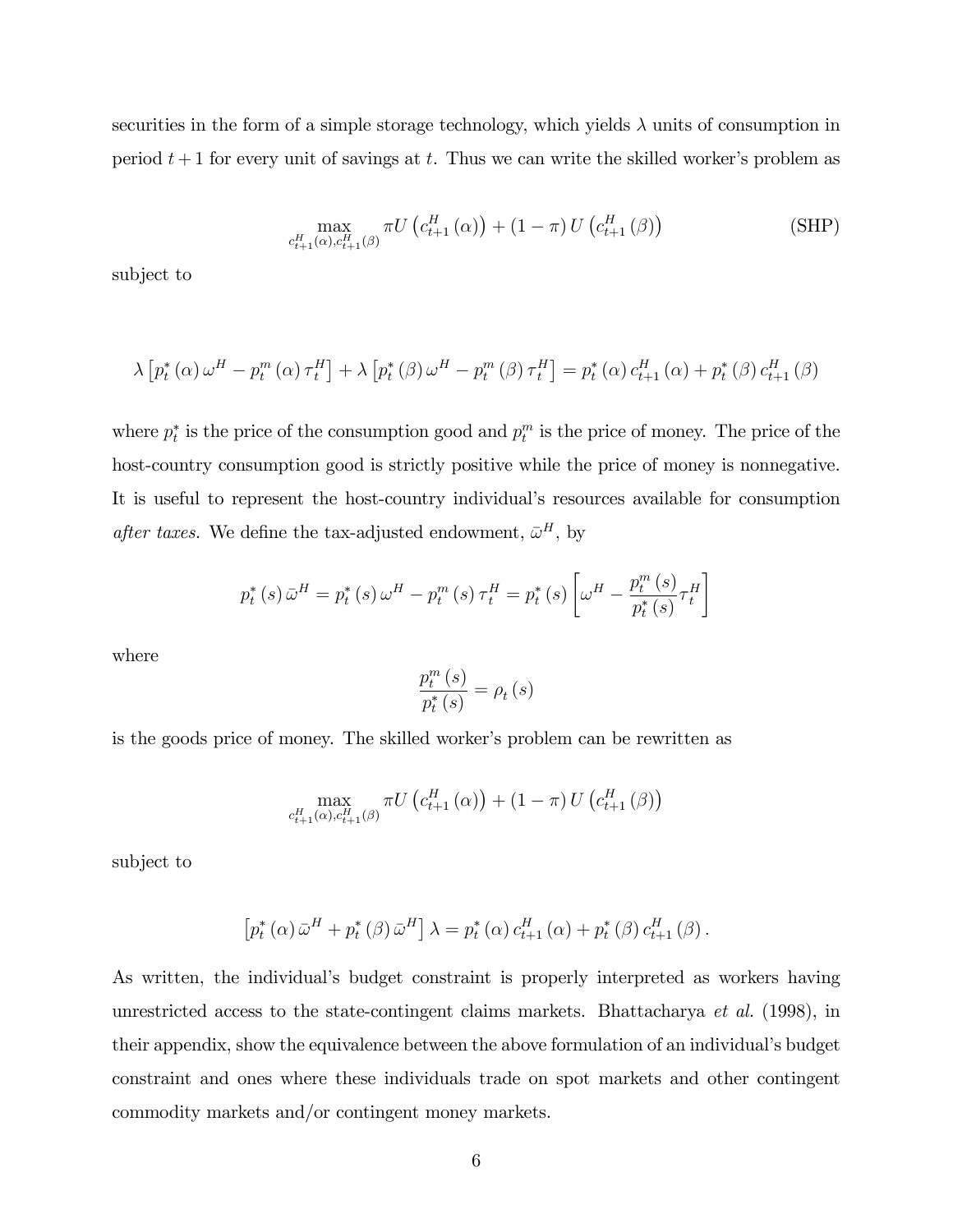securities in the form of a simple storage technology, which yields $\lambda$ units of consumption in period $t+1$ for every unit of savings at $t$. Thus we can write the skilled worker's problem as

$$\max_{c_{t+1}^{H}(\alpha),c_{t+1}^{H}(\beta)} \pi U\left(c_{t+1}^{H}(\alpha)\right)+(1-\pi)\,U\left(c_{t+1}^{H}(\beta)\right) \tag{SHP}$$

subject to

$$\lambda\left[p_{t}^{*}(\alpha)\,\omega^{H}-p_{t}^{m}(\alpha)\,\tau_{t}^{H}\right]+\lambda\left[p_{t}^{*}(\beta)\,\omega^{H}-p_{t}^{m}(\beta)\,\tau_{t}^{H}\right]=p_{t}^{*}(\alpha)\,c_{t+1}^{H}(\alpha)+p_{t}^{*}(\beta)\,c_{t+1}^{H}(\beta)$$

where $p_t^*$ is the price of the consumption good and $p_t^m$ is the price of money. The price of the host-country consumption good is strictly positive while the price of money is nonnegative. It is useful to represent the host-country individual's resources available for consumption *after taxes.* We define the tax-adjusted endowment, $\bar{\omega}^H$, by

$$p_{t}^{*}(s)\,\bar{\omega}^{H}=p_{t}^{*}(s)\,\omega^{H}-p_{t}^{m}(s)\,\tau_{t}^{H}=p_{t}^{*}(s)\left[\omega^{H}-\frac{p_{t}^{m}(s)}{p_{t}^{*}(s)}\tau_{t}^{H}\right]$$

where

$$\frac{p_{t}^{m}(s)}{p_{t}^{*}(s)}=\rho_{t}(s)$$

is the goods price of money. The skilled worker's problem can be rewritten as

$$\max_{c_{t+1}^{H}(\alpha),c_{t+1}^{H}(\beta)} \pi U\left(c_{t+1}^{H}(\alpha)\right)+(1-\pi)\,U\left(c_{t+1}^{H}(\beta)\right)$$

subject to

$$\left[p_{t}^{*}(\alpha)\,\bar{\omega}^{H}+p_{t}^{*}(\beta)\,\bar{\omega}^{H}\right]\lambda=p_{t}^{*}(\alpha)\,c_{t+1}^{H}(\alpha)+p_{t}^{*}(\beta)\,c_{t+1}^{H}(\beta)\,.$$

As written, the individual's budget constraint is properly interpreted as workers having unrestricted access to the state-contingent claims markets. Bhattacharya *et al.* (1998), in their appendix, show the equivalence between the above formulation of an individual's budget constraint and ones where these individuals trade on spot markets and other contingent commodity markets and/or contingent money markets.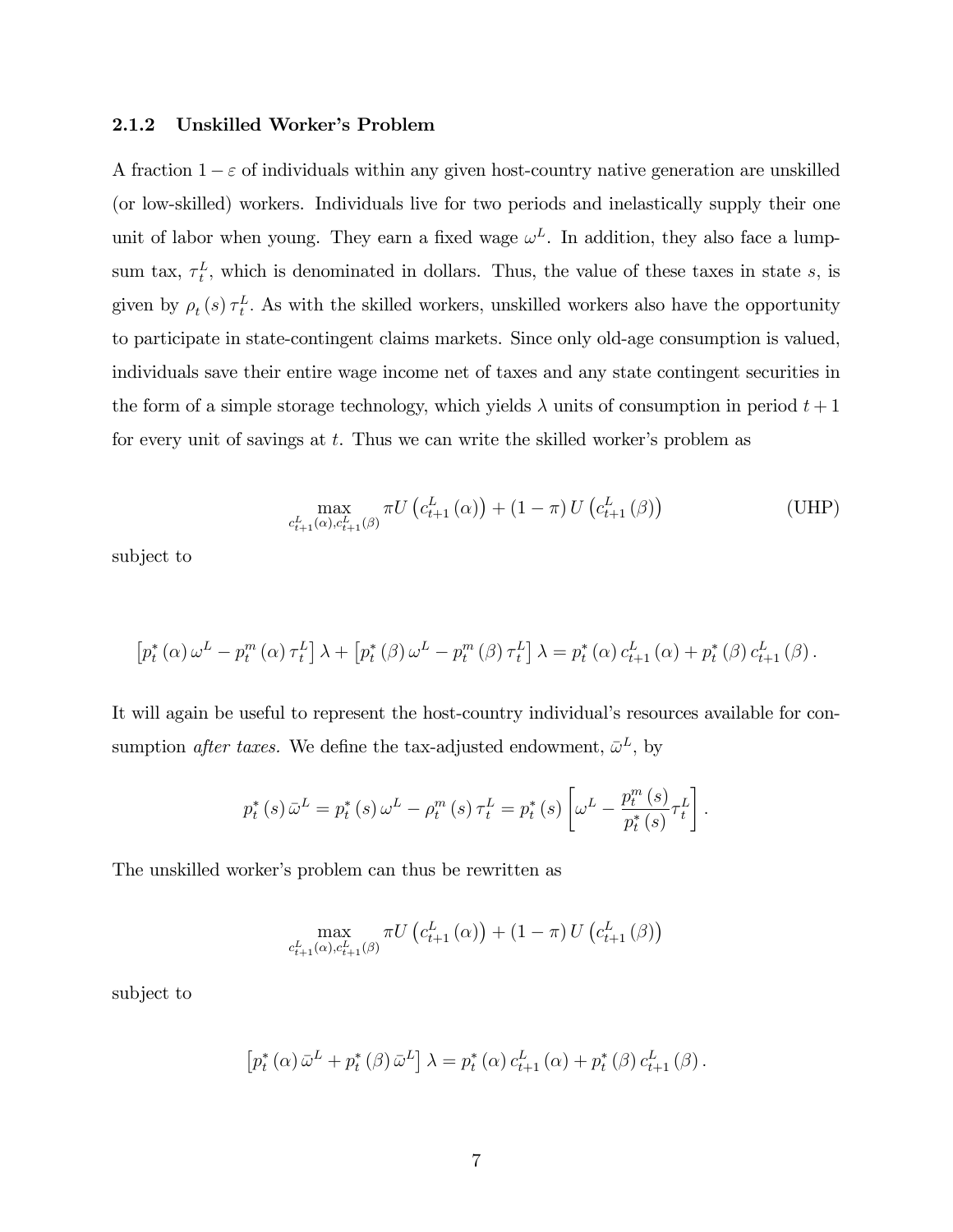### 2.1.2 Unskilled Worker's Problem

A fraction $1-\varepsilon$ of individuals within any given host-country native generation are unskilled (or low-skilled) workers. Individuals live for two periods and inelastically supply their one unit of labor when young. They earn a fixed wage $\omega^L$. In addition, they also face a lump-sum tax, $\tau_t^L$, which is denominated in dollars. Thus, the value of these taxes in state $s$, is given by $\rho_t(s)\,\tau_t^L$. As with the skilled workers, unskilled workers also have the opportunity to participate in state-contingent claims markets. Since only old-age consumption is valued, individuals save their entire wage income net of taxes and any state contingent securities in the form of a simple storage technology, which yields $\lambda$ units of consumption in period $t+1$ for every unit of savings at $t$. Thus we can write the skilled worker's problem as

$$\max_{c_{t+1}^L(\alpha),c_{t+1}^L(\beta)} \pi U\left(c_{t+1}^L(\alpha)\right) + (1-\pi)\,U\left(c_{t+1}^L(\beta)\right) \tag{UHP}$$

subject to

$$\left[p_t^*(\alpha)\,\omega^L - p_t^m(\alpha)\,\tau_t^L\right]\lambda + \left[p_t^*(\beta)\,\omega^L - p_t^m(\beta)\,\tau_t^L\right]\lambda = p_t^*(\alpha)\,c_{t+1}^L(\alpha) + p_t^*(\beta)\,c_{t+1}^L(\beta).$$

It will again be useful to represent the host-country individual's resources available for consumption *after taxes*. We define the tax-adjusted endowment, $\bar{\omega}^L$, by

$$p_t^*(s)\,\bar{\omega}^L = p_t^*(s)\,\omega^L - \rho_t^m(s)\,\tau_t^L = p_t^*(s)\left[\omega^L - \frac{p_t^m(s)}{p_t^*(s)}\tau_t^L\right].$$

The unskilled worker's problem can thus be rewritten as

$$\max_{c_{t+1}^L(\alpha),c_{t+1}^L(\beta)} \pi U\left(c_{t+1}^L(\alpha)\right) + (1-\pi)\,U\left(c_{t+1}^L(\beta)\right)$$

subject to

$$\left[p_t^*(\alpha)\,\bar{\omega}^L + p_t^*(\beta)\,\bar{\omega}^L\right]\lambda = p_t^*(\alpha)\,c_{t+1}^L(\alpha) + p_t^*(\beta)\,c_{t+1}^L(\beta).$$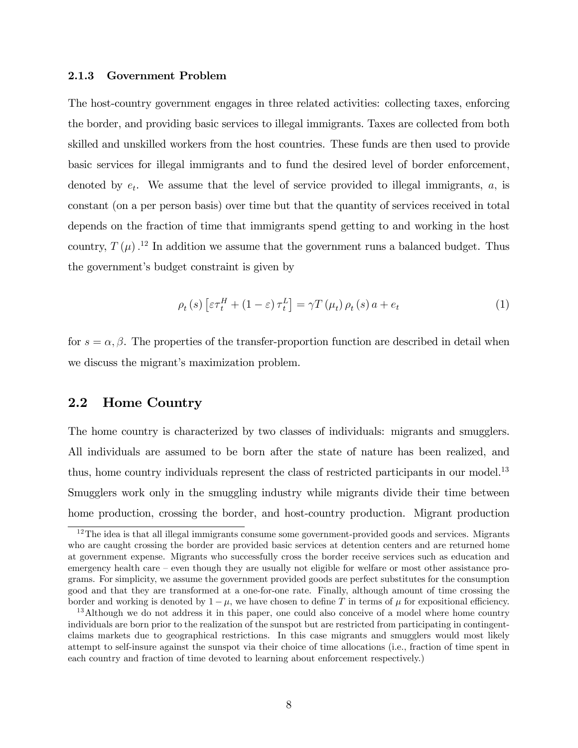### 2.1.3 Government Problem

The host-country government engages in three related activities: collecting taxes, enforcing the border, and providing basic services to illegal immigrants. Taxes are collected from both skilled and unskilled workers from the host countries. These funds are then used to provide basic services for illegal immigrants and to fund the desired level of border enforcement, denoted by $e_t$. We assume that the level of service provided to illegal immigrants, $a$, is constant (on a per person basis) over time but that the quantity of services received in total depends on the fraction of time that immigrants spend getting to and working in the host country, $T(\mu)$.[12] In addition we assume that the government runs a balanced budget. Thus the government's budget constraint is given by

$$\rho_t(s)\left[\varepsilon\tau_t^H + (1-\varepsilon)\tau_t^L\right] = \gamma T(\mu_t)\rho_t(s)a + e_t \tag{1}$$

for $s = \alpha, \beta$. The properties of the transfer-proportion function are described in detail when we discuss the migrant's maximization problem.

## 2.2 Home Country

The home country is characterized by two classes of individuals: migrants and smugglers. All individuals are assumed to be born after the state of nature has been realized, and thus, home country individuals represent the class of restricted participants in our model.[13] Smugglers work only in the smuggling industry while migrants divide their time between home production, crossing the border, and host-country production. Migrant production

[12] The idea is that all illegal immigrants consume some government-provided goods and services. Migrants who are caught crossing the border are provided basic services at detention centers and are returned home at government expense. Migrants who successfully cross the border receive services such as education and emergency health care – even though they are usually not eligible for welfare or most other assistance programs. For simplicity, we assume the government provided goods are perfect substitutes for the consumption good and that they are transformed at a one-for-one rate. Finally, although amount of time crossing the border and working is denoted by $1-\mu$, we have chosen to define $T$ in terms of $\mu$ for expositional efficiency.

[13] Although we do not address it in this paper, one could also conceive of a model where home country individuals are born prior to the realization of the sunspot but are restricted from participating in contingent-claims markets due to geographical restrictions. In this case migrants and smugglers would most likely attempt to self-insure against the sunspot via their choice of time allocations (i.e., fraction of time spent in each country and fraction of time devoted to learning about enforcement respectively.)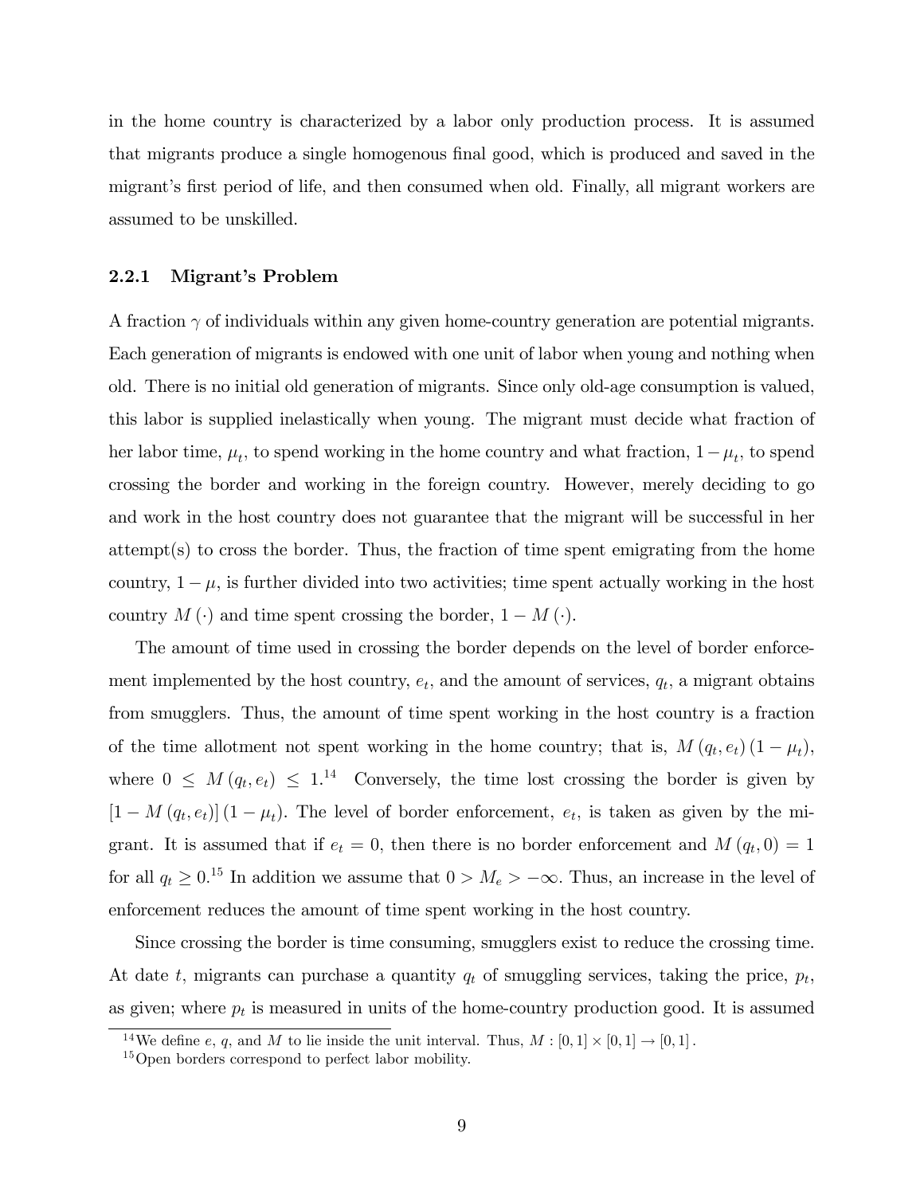in the home country is characterized by a labor only production process. It is assumed that migrants produce a single homogenous final good, which is produced and saved in the migrant's first period of life, and then consumed when old. Finally, all migrant workers are assumed to be unskilled.

### 2.2.1 Migrant's Problem

A fraction $\gamma$ of individuals within any given home-country generation are potential migrants. Each generation of migrants is endowed with one unit of labor when young and nothing when old. There is no initial old generation of migrants. Since only old-age consumption is valued, this labor is supplied inelastically when young. The migrant must decide what fraction of her labor time, $\mu_t$, to spend working in the home country and what fraction, $1-\mu_t$, to spend crossing the border and working in the foreign country. However, merely deciding to go and work in the host country does not guarantee that the migrant will be successful in her attempt(s) to cross the border. Thus, the fraction of time spent emigrating from the home country, $1-\mu$, is further divided into two activities; time spent actually working in the host country $M(\cdot)$ and time spent crossing the border, $1-M(\cdot)$.

The amount of time used in crossing the border depends on the level of border enforcement implemented by the host country, $e_t$, and the amount of services, $q_t$, a migrant obtains from smugglers. Thus, the amount of time spent working in the host country is a fraction of the time allotment not spent working in the home country; that is, $M(q_t, e_t)(1-\mu_t)$, where $0 \leq M(q_t, e_t) \leq 1$.[14] Conversely, the time lost crossing the border is given by $[1 - M(q_t, e_t)](1-\mu_t)$. The level of border enforcement, $e_t$, is taken as given by the migrant. It is assumed that if $e_t = 0$, then there is no border enforcement and $M(q_t, 0) = 1$ for all $q_t \geq 0$.[15] In addition we assume that $0 > M_e > -\infty$. Thus, an increase in the level of enforcement reduces the amount of time spent working in the host country.

Since crossing the border is time consuming, smugglers exist to reduce the crossing time. At date $t$, migrants can purchase a quantity $q_t$ of smuggling services, taking the price, $p_t$, as given; where $p_t$ is measured in units of the home-country production good. It is assumed

[14] We define $e$, $q$, and $M$ to lie inside the unit interval. Thus, $M : [0,1] \times [0,1] \rightarrow [0,1]$.

[15] Open borders correspond to perfect labor mobility.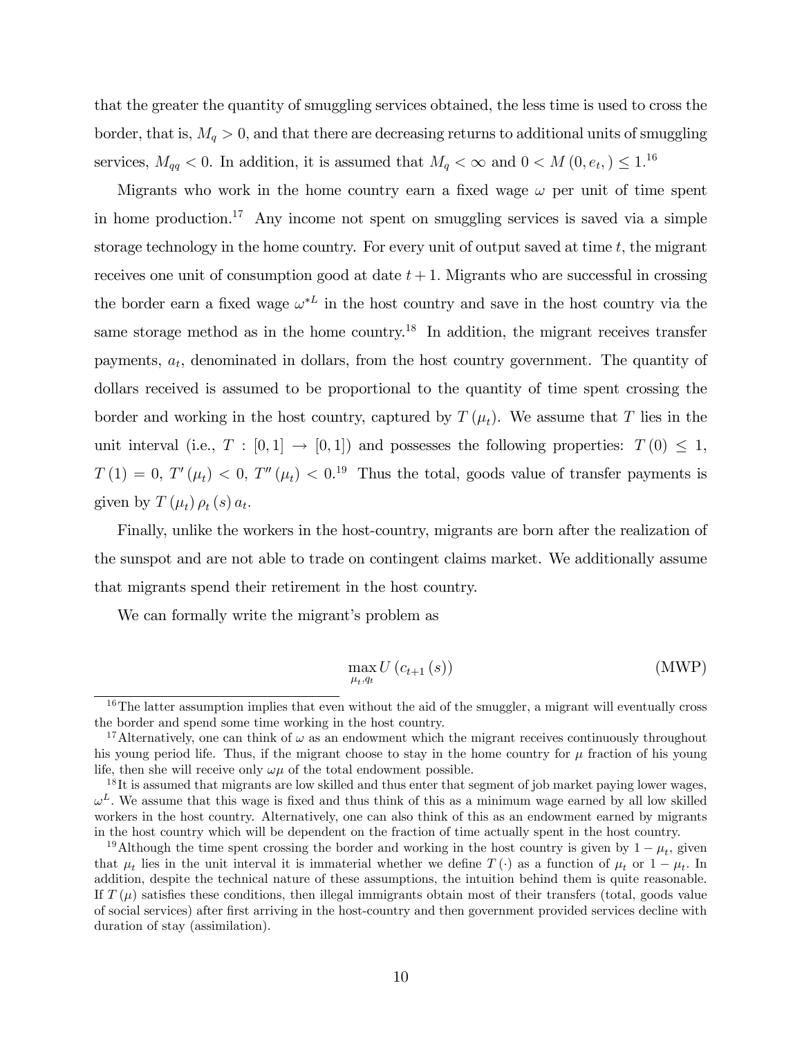that the greater the quantity of smuggling services obtained, the less time is used to cross the border, that is, $M_q > 0$, and that there are decreasing returns to additional units of smuggling services, $M_{qq} < 0$. In addition, it is assumed that $M_q < \infty$ and $0 < M(0, e_t, ) \leq 1$.[16]

Migrants who work in the home country earn a fixed wage $\omega$ per unit of time spent in home production.[17] Any income not spent on smuggling services is saved via a simple storage technology in the home country. For every unit of output saved at time $t$, the migrant receives one unit of consumption good at date $t+1$. Migrants who are successful in crossing the border earn a fixed wage $\omega^{*L}$ in the host country and save in the host country via the same storage method as in the home country.[18] In addition, the migrant receives transfer payments, $a_t$, denominated in dollars, from the host country government. The quantity of dollars received is assumed to be proportional to the quantity of time spent crossing the border and working in the host country, captured by $T(\mu_t)$. We assume that $T$ lies in the unit interval (i.e., $T : [0,1] \to [0,1]$) and possesses the following properties: $T(0) \leq 1$, $T(1) = 0$, $T'(\mu_t) < 0$, $T''(\mu_t) < 0$.[19] Thus the total, goods value of transfer payments is given by $T(\mu_t)\rho_t(s)a_t$.

Finally, unlike the workers in the host-country, migrants are born after the realization of the sunspot and are not able to trade on contingent claims market. We additionally assume that migrants spend their retirement in the host country.

We can formally write the migrant's problem as

$$\max_{\mu_t, q_t} U(c_{t+1}(s)) \tag{MWP}$$

[16] The latter assumption implies that even without the aid of the smuggler, a migrant will eventually cross the border and spend some time working in the host country.

[17] Alternatively, one can think of $\omega$ as an endowment which the migrant receives continuously throughout his young period life. Thus, if the migrant choose to stay in the home country for $\mu$ fraction of his young life, then she will receive only $\omega\mu$ of the total endowment possible.

[18] It is assumed that migrants are low skilled and thus enter that segment of job market paying lower wages, $\omega^L$. We assume that this wage is fixed and thus think of this as a minimum wage earned by all low skilled workers in the host country. Alternatively, one can also think of this as an endowment earned by migrants in the host country which will be dependent on the fraction of time actually spent in the host country.

[19] Although the time spent crossing the border and working in the host country is given by $1 - \mu_t$, given that $\mu_t$ lies in the unit interval it is immaterial whether we define $T(\cdot)$ as a function of $\mu_t$ or $1 - \mu_t$. In addition, despite the technical nature of these assumptions, the intuition behind them is quite reasonable. If $T(\mu)$ satisfies these conditions, then illegal immigrants obtain most of their transfers (total, goods value of social services) after first arriving in the host-country and then government provided services decline with duration of stay (assimilation).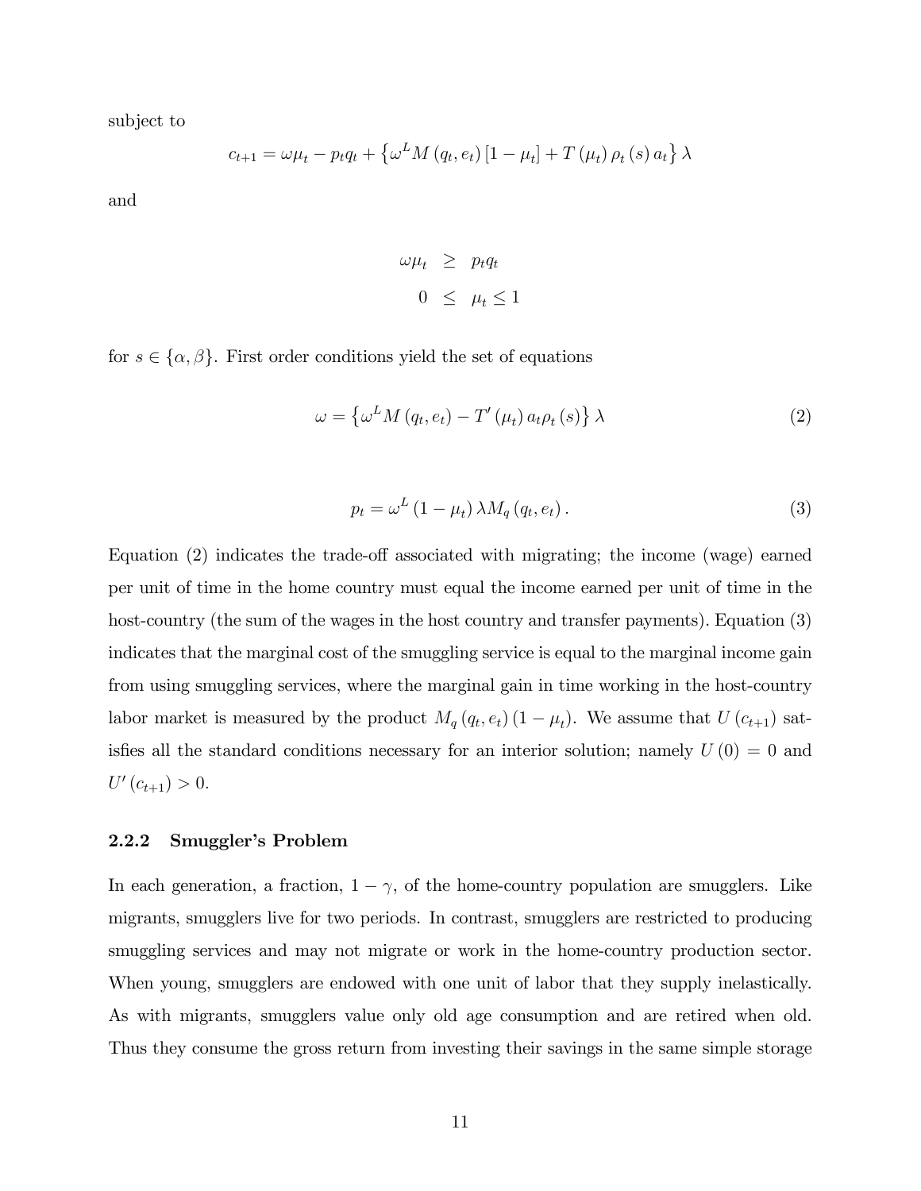subject to

$$c_{t+1} = \omega\mu_t - p_t q_t + \left\{\omega^L M(q_t, e_t)[1-\mu_t] + T(\mu_t)\rho_t(s)a_t\right\}\lambda$$

and

$$\begin{aligned} \omega\mu_t &\geq p_t q_t \\ 0 &\leq \mu_t \leq 1 \end{aligned}$$

for $s \in \{\alpha, \beta\}$. First order conditions yield the set of equations

$$\omega = \left\{\omega^L M(q_t, e_t) - T'(\mu_t) a_t \rho_t(s)\right\}\lambda \tag{2}$$

$$p_t = \omega^L (1-\mu_t)\lambda M_q(q_t, e_t). \tag{3}$$

Equation (2) indicates the trade-off associated with migrating; the income (wage) earned per unit of time in the home country must equal the income earned per unit of time in the host-country (the sum of the wages in the host country and transfer payments). Equation (3) indicates that the marginal cost of the smuggling service is equal to the marginal income gain from using smuggling services, where the marginal gain in time working in the host-country labor market is measured by the product $M_q(q_t, e_t)(1-\mu_t)$. We assume that $U(c_{t+1})$ satisfies all the standard conditions necessary for an interior solution; namely $U(0) = 0$ and $U'(c_{t+1}) > 0$.

### 2.2.2 Smuggler's Problem

In each generation, a fraction, $1-\gamma$, of the home-country population are smugglers. Like migrants, smugglers live for two periods. In contrast, smugglers are restricted to producing smuggling services and may not migrate or work in the home-country production sector. When young, smugglers are endowed with one unit of labor that they supply inelastically. As with migrants, smugglers value only old age consumption and are retired when old. Thus they consume the gross return from investing their savings in the same simple storage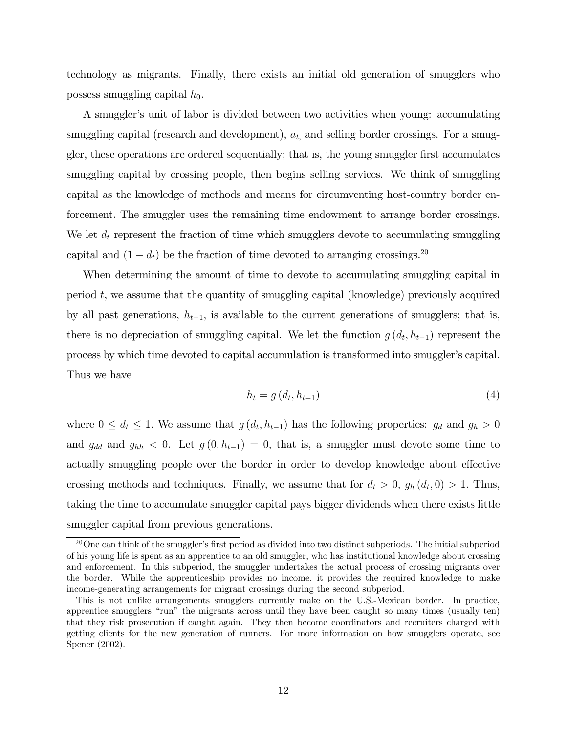technology as migrants. Finally, there exists an initial old generation of smugglers who possess smuggling capital $h_0$.

A smuggler's unit of labor is divided between two activities when young: accumulating smuggling capital (research and development), $a_{t,}$ and selling border crossings. For a smuggler, these operations are ordered sequentially; that is, the young smuggler first accumulates smuggling capital by crossing people, then begins selling services. We think of smuggling capital as the knowledge of methods and means for circumventing host-country border enforcement. The smuggler uses the remaining time endowment to arrange border crossings. We let $d_t$ represent the fraction of time which smugglers devote to accumulating smuggling capital and $(1 - d_t)$ be the fraction of time devoted to arranging crossings.[20]

When determining the amount of time to devote to accumulating smuggling capital in period $t$, we assume that the quantity of smuggling capital (knowledge) previously acquired by all past generations, $h_{t-1}$, is available to the current generations of smugglers; that is, there is no depreciation of smuggling capital. We let the function $g(d_t, h_{t-1})$ represent the process by which time devoted to capital accumulation is transformed into smuggler's capital. Thus we have

$$h_t = g(d_t, h_{t-1}) \tag{4}$$

where $0 \leq d_t \leq 1$. We assume that $g(d_t, h_{t-1})$ has the following properties: $g_d$ and $g_h > 0$ and $g_{dd}$ and $g_{hh} < 0$. Let $g(0, h_{t-1}) = 0$, that is, a smuggler must devote some time to actually smuggling people over the border in order to develop knowledge about effective crossing methods and techniques. Finally, we assume that for $d_t > 0$, $g_h(d_t, 0) > 1$. Thus, taking the time to accumulate smuggler capital pays bigger dividends when there exists little smuggler capital from previous generations.

---

[20] One can think of the smuggler's first period as divided into two distinct subperiods. The initial subperiod of his young life is spent as an apprentice to an old smuggler, who has institutional knowledge about crossing and enforcement. In this subperiod, the smuggler undertakes the actual process of crossing migrants over the border. While the apprenticeship provides no income, it provides the required knowledge to make income-generating arrangements for migrant crossings during the second subperiod.

This is not unlike arrangements smugglers currently make on the U.S.-Mexican border. In practice, apprentice smugglers "run" the migrants across until they have been caught so many times (usually ten) that they risk prosecution if caught again. They then become coordinators and recruiters charged with getting clients for the new generation of runners. For more information on how smugglers operate, see Spener (2002).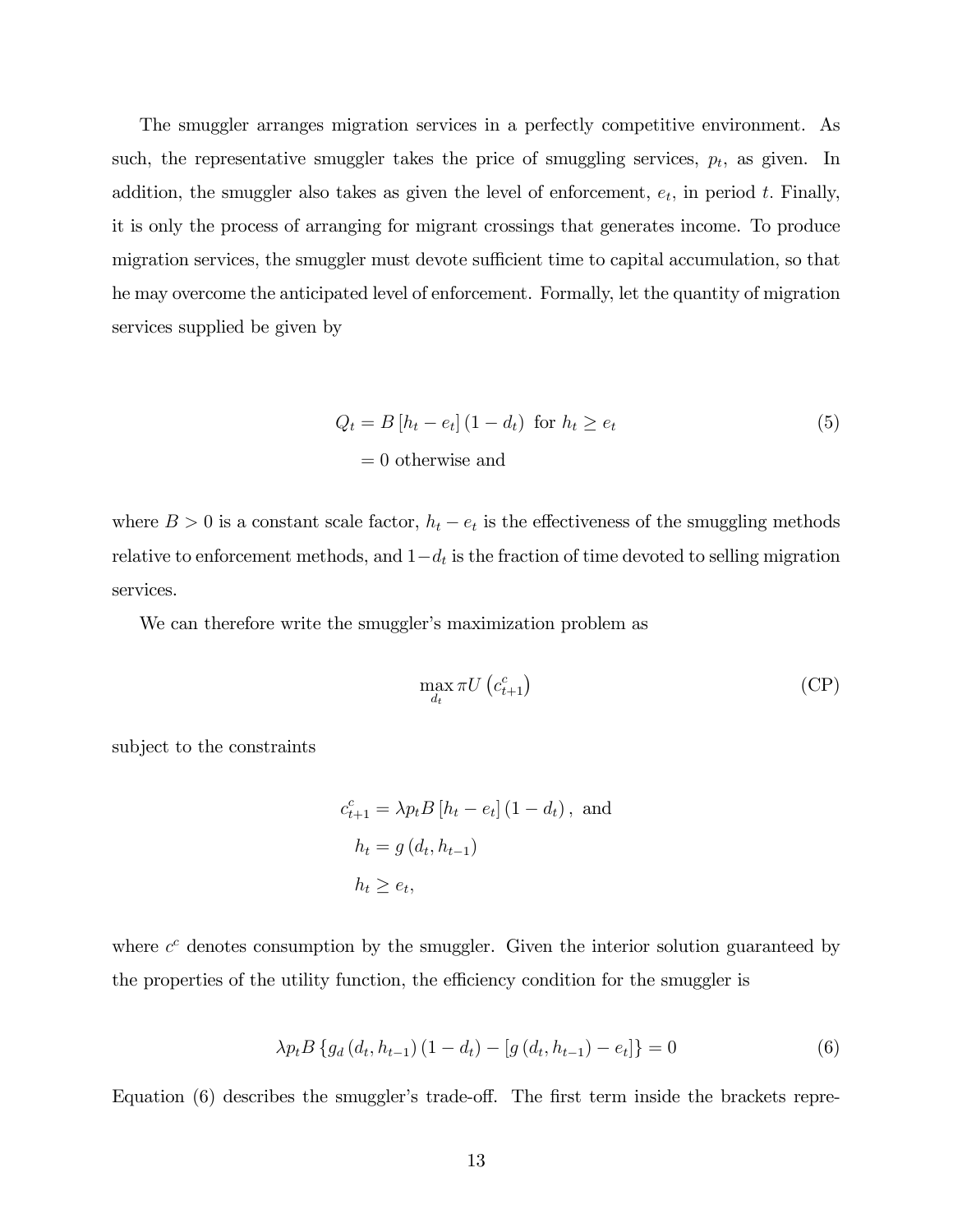The smuggler arranges migration services in a perfectly competitive environment. As such, the representative smuggler takes the price of smuggling services, $p_t$, as given. In addition, the smuggler also takes as given the level of enforcement, $e_t$, in period $t$. Finally, it is only the process of arranging for migrant crossings that generates income. To produce migration services, the smuggler must devote sufficient time to capital accumulation, so that he may overcome the anticipated level of enforcement. Formally, let the quantity of migration services supplied be given by

$$
\begin{aligned}
Q_t &= B\left[h_t - e_t\right](1 - d_t) \text{ for } h_t \geq e_t \\
&= 0 \text{ otherwise and}
\end{aligned}
\tag{5}
$$

where $B > 0$ is a constant scale factor, $h_t - e_t$ is the effectiveness of the smuggling methods relative to enforcement methods, and $1 - d_t$ is the fraction of time devoted to selling migration services.

We can therefore write the smuggler's maximization problem as

$$
\max_{d_t} \pi U\left(c_{t+1}^c\right) \tag{CP}
$$

subject to the constraints

$$
\begin{aligned}
c_{t+1}^c &= \lambda p_t B\left[h_t - e_t\right](1 - d_t), \text{ and} \\
h_t &= g\left(d_t, h_{t-1}\right) \\
h_t &\geq e_t,
\end{aligned}
$$

where $c^c$ denotes consumption by the smuggler. Given the interior solution guaranteed by the properties of the utility function, the efficiency condition for the smuggler is

$$
\lambda p_t B\left\{g_d\left(d_t, h_{t-1}\right)(1 - d_t) - \left[g\left(d_t, h_{t-1}\right) - e_t\right]\right\} = 0 \tag{6}
$$

Equation (6) describes the smuggler's trade-off. The first term inside the brackets repre-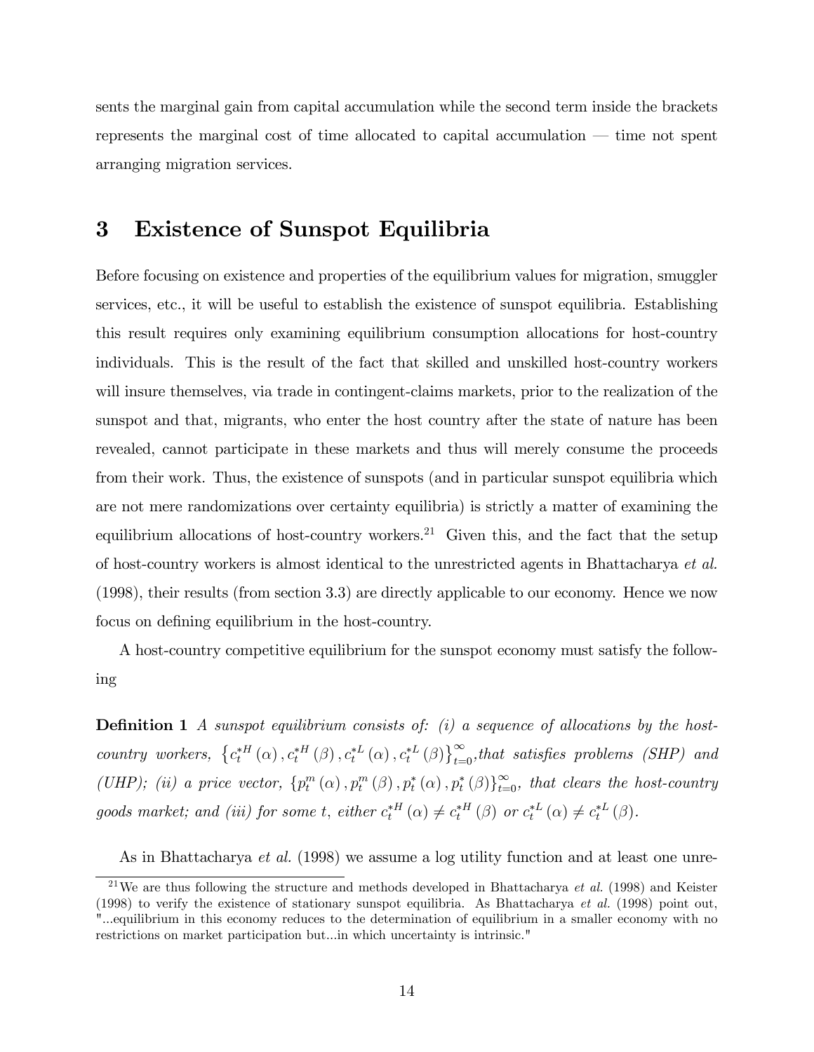sents the marginal gain from capital accumulation while the second term inside the brackets represents the marginal cost of time allocated to capital accumulation — time not spent arranging migration services.

# 3 Existence of Sunspot Equilibria

Before focusing on existence and properties of the equilibrium values for migration, smuggler services, etc., it will be useful to establish the existence of sunspot equilibria. Establishing this result requires only examining equilibrium consumption allocations for host-country individuals. This is the result of the fact that skilled and unskilled host-country workers will insure themselves, via trade in contingent-claims markets, prior to the realization of the sunspot and that, migrants, who enter the host country after the state of nature has been revealed, cannot participate in these markets and thus will merely consume the proceeds from their work. Thus, the existence of sunspots (and in particular sunspot equilibria which are not mere randomizations over certainty equilibria) is strictly a matter of examining the equilibrium allocations of host-country workers.[21] Given this, and the fact that the setup of host-country workers is almost identical to the unrestricted agents in Bhattacharya *et al.* (1998), their results (from section 3.3) are directly applicable to our economy. Hence we now focus on defining equilibrium in the host-country.

A host-country competitive equilibrium for the sunspot economy must satisfy the following

**Definition 1** *A sunspot equilibrium consists of: (i) a sequence of allocations by the host-country workers,* $\left\{c_t^{*H}(\alpha), c_t^{*H}(\beta), c_t^{*L}(\alpha), c_t^{*L}(\beta)\right\}_{t=0}^{\infty}$*, that satisfies problems (SHP) and (UHP); (ii) a price vector,* $\left\{p_t^m(\alpha), p_t^m(\beta), p_t^*(\alpha), p_t^*(\beta)\right\}_{t=0}^{\infty}$*, that clears the host-country goods market; and (iii) for some t, either* $c_t^{*H}(\alpha) \neq c_t^{*H}(\beta)$ *or* $c_t^{*L}(\alpha) \neq c_t^{*L}(\beta)$*.*

As in Bhattacharya *et al.* (1998) we assume a log utility function and at least one unre-

[21] We are thus following the structure and methods developed in Bhattacharya *et al.* (1998) and Keister (1998) to verify the existence of stationary sunspot equilibria. As Bhattacharya *et al.* (1998) point out, "...equilibrium in this economy reduces to the determination of equilibrium in a smaller economy with no restrictions on market participation but...in which uncertainty is intrinsic."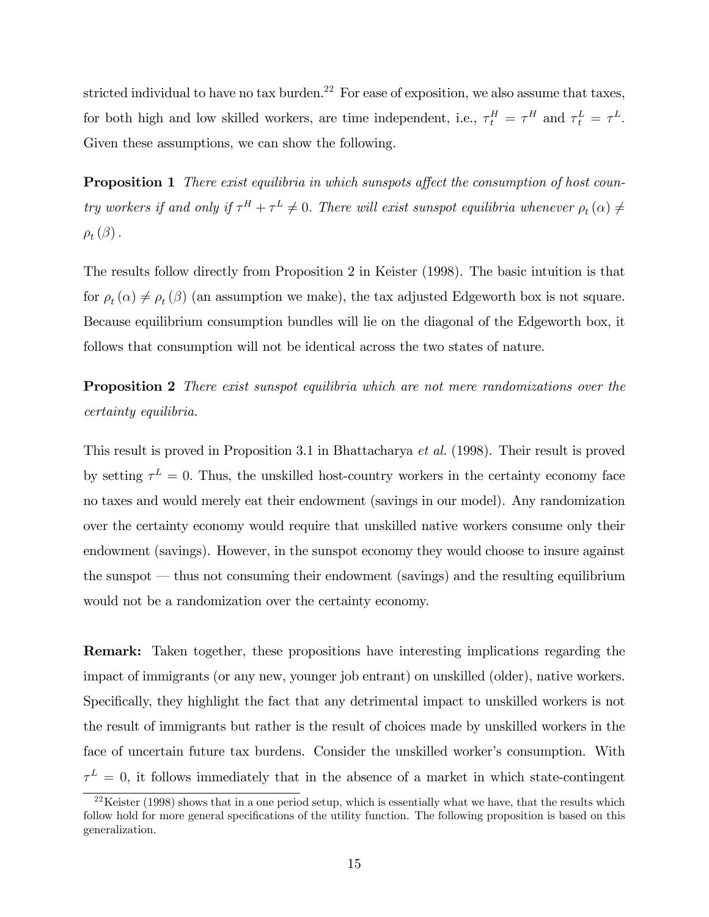stricted individual to have no tax burden.[22] For ease of exposition, we also assume that taxes, for both high and low skilled workers, are time independent, i.e., $\tau_t^H = \tau^H$ and $\tau_t^L = \tau^L$. Given these assumptions, we can show the following.

**Proposition 1** *There exist equilibria in which sunspots affect the consumption of host country workers if and only if* $\tau^H + \tau^L \neq 0$. *There will exist sunspot equilibria whenever* $\rho_t(\alpha) \neq \rho_t(\beta)$.

The results follow directly from Proposition 2 in Keister (1998). The basic intuition is that for $\rho_t(\alpha) \neq \rho_t(\beta)$ (an assumption we make), the tax adjusted Edgeworth box is not square. Because equilibrium consumption bundles will lie on the diagonal of the Edgeworth box, it follows that consumption will not be identical across the two states of nature.

**Proposition 2** *There exist sunspot equilibria which are not mere randomizations over the certainty equilibria.*

This result is proved in Proposition 3.1 in Bhattacharya *et al.* (1998). Their result is proved by setting $\tau^L = 0$. Thus, the unskilled host-country workers in the certainty economy face no taxes and would merely eat their endowment (savings in our model). Any randomization over the certainty economy would require that unskilled native workers consume only their endowment (savings). However, in the sunspot economy they would choose to insure against the sunspot — thus not consuming their endowment (savings) and the resulting equilibrium would not be a randomization over the certainty economy.

**Remark:** Taken together, these propositions have interesting implications regarding the impact of immigrants (or any new, younger job entrant) on unskilled (older), native workers. Specifically, they highlight the fact that any detrimental impact to unskilled workers is not the result of immigrants but rather is the result of choices made by unskilled workers in the face of uncertain future tax burdens. Consider the unskilled worker's consumption. With $\tau^L = 0$, it follows immediately that in the absence of a market in which state-contingent

[22] Keister (1998) shows that in a one period setup, which is essentially what we have, that the results which follow hold for more general specifications of the utility function. The following proposition is based on this generalization.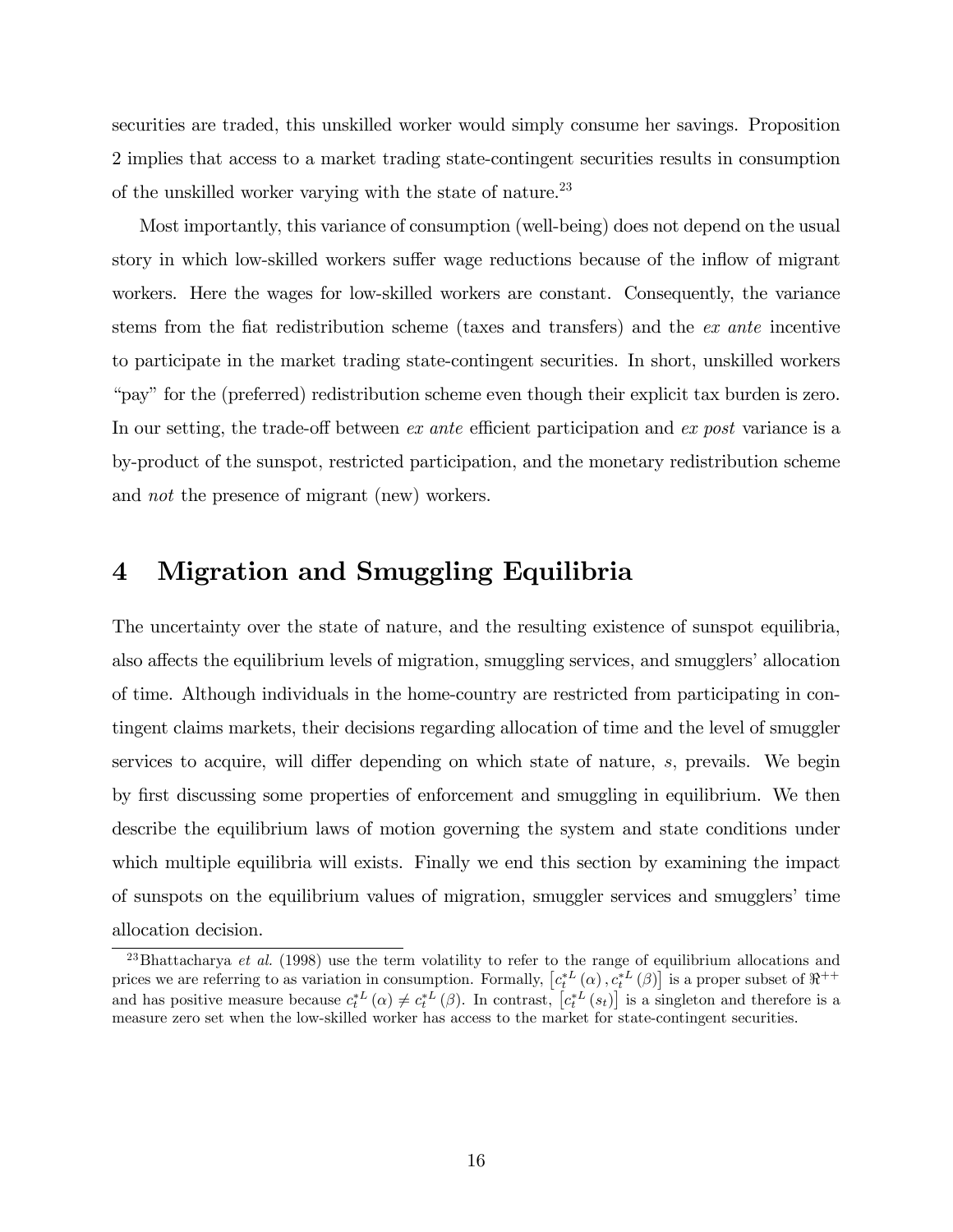securities are traded, this unskilled worker would simply consume her savings. Proposition 2 implies that access to a market trading state-contingent securities results in consumption of the unskilled worker varying with the state of nature.[23]

Most importantly, this variance of consumption (well-being) does not depend on the usual story in which low-skilled workers suffer wage reductions because of the inflow of migrant workers. Here the wages for low-skilled workers are constant. Consequently, the variance stems from the fiat redistribution scheme (taxes and transfers) and the *ex ante* incentive to participate in the market trading state-contingent securities. In short, unskilled workers "pay" for the (preferred) redistribution scheme even though their explicit tax burden is zero. In our setting, the trade-off between *ex ante* efficient participation and *ex post* variance is a by-product of the sunspot, restricted participation, and the monetary redistribution scheme and *not* the presence of migrant (new) workers.

# 4 Migration and Smuggling Equilibria

The uncertainty over the state of nature, and the resulting existence of sunspot equilibria, also affects the equilibrium levels of migration, smuggling services, and smugglers' allocation of time. Although individuals in the home-country are restricted from participating in contingent claims markets, their decisions regarding allocation of time and the level of smuggler services to acquire, will differ depending on which state of nature, $s$, prevails. We begin by first discussing some properties of enforcement and smuggling in equilibrium. We then describe the equilibrium laws of motion governing the system and state conditions under which multiple equilibria will exists. Finally we end this section by examining the impact of sunspots on the equilibrium values of migration, smuggler services and smugglers' time allocation decision.

[23] Bhattacharya *et al.* (1998) use the term volatility to refer to the range of equilibrium allocations and prices we are referring to as variation in consumption. Formally, $\left[c_t^{*L}(\alpha), c_t^{*L}(\beta)\right]$ is a proper subset of $\Re^{++}$ and has positive measure because $c_t^{*L}(\alpha) \neq c_t^{*L}(\beta)$. In contrast, $\left[c_t^{*L}(s_t)\right]$ is a singleton and therefore is a measure zero set when the low-skilled worker has access to the market for state-contingent securities.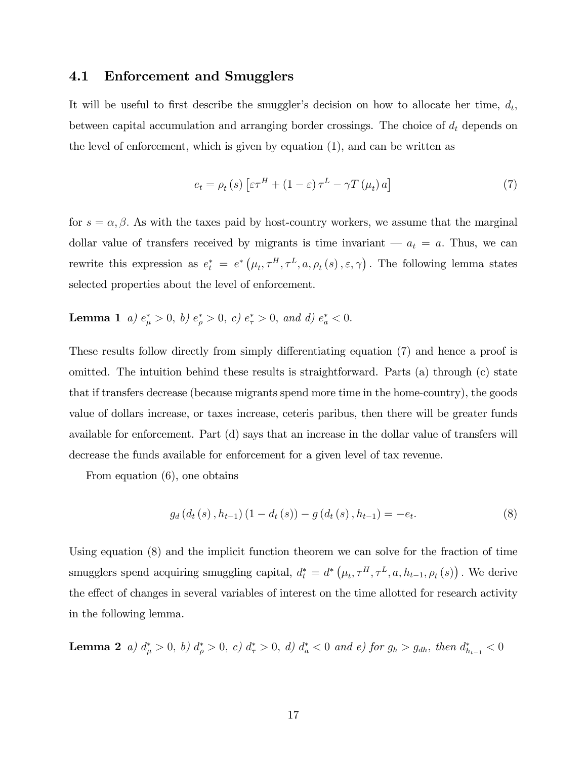### 4.1 Enforcement and Smugglers

It will be useful to first describe the smuggler's decision on how to allocate her time, $d_t$, between capital accumulation and arranging border crossings. The choice of $d_t$ depends on the level of enforcement, which is given by equation (1), and can be written as

$$e_t = \rho_t(s)\left[\varepsilon\tau^H + (1-\varepsilon)\tau^L - \gamma T(\mu_t)\, a\right] \tag{7}$$

for $s = \alpha, \beta$. As with the taxes paid by host-country workers, we assume that the marginal dollar value of transfers received by migrants is time invariant — $a_t = a$. Thus, we can rewrite this expression as $e_t^* = e^*\left(\mu_t, \tau^H, \tau^L, a, \rho_t(s), \varepsilon, \gamma\right)$. The following lemma states selected properties about the level of enforcement.

**Lemma 1** *a)* $e_\mu^* > 0$, *b)* $e_\rho^* > 0$, *c)* $e_\tau^* > 0$, *and d)* $e_a^* < 0$.

These results follow directly from simply differentiating equation (7) and hence a proof is omitted. The intuition behind these results is straightforward. Parts (a) through (c) state that if transfers decrease (because migrants spend more time in the home-country), the goods value of dollars increase, or taxes increase, ceteris paribus, then there will be greater funds available for enforcement. Part (d) says that an increase in the dollar value of transfers will decrease the funds available for enforcement for a given level of tax revenue.

From equation (6), one obtains

$$g_d\left(d_t(s), h_{t-1}\right)\left(1 - d_t(s)\right) - g\left(d_t(s), h_{t-1}\right) = -e_t. \tag{8}$$

Using equation (8) and the implicit function theorem we can solve for the fraction of time smugglers spend acquiring smuggling capital, $d_t^* = d^*\left(\mu_t, \tau^H, \tau^L, a, h_{t-1}, \rho_t(s)\right)$. We derive the effect of changes in several variables of interest on the time allotted for research activity in the following lemma.

**Lemma 2** *a)* $d_\mu^* > 0$, *b)* $d_\rho^* > 0$, *c)* $d_\tau^* > 0$, *d)* $d_a^* < 0$ *and e) for* $g_h > g_{dh}$, *then* $d_{h_{t-1}}^* < 0$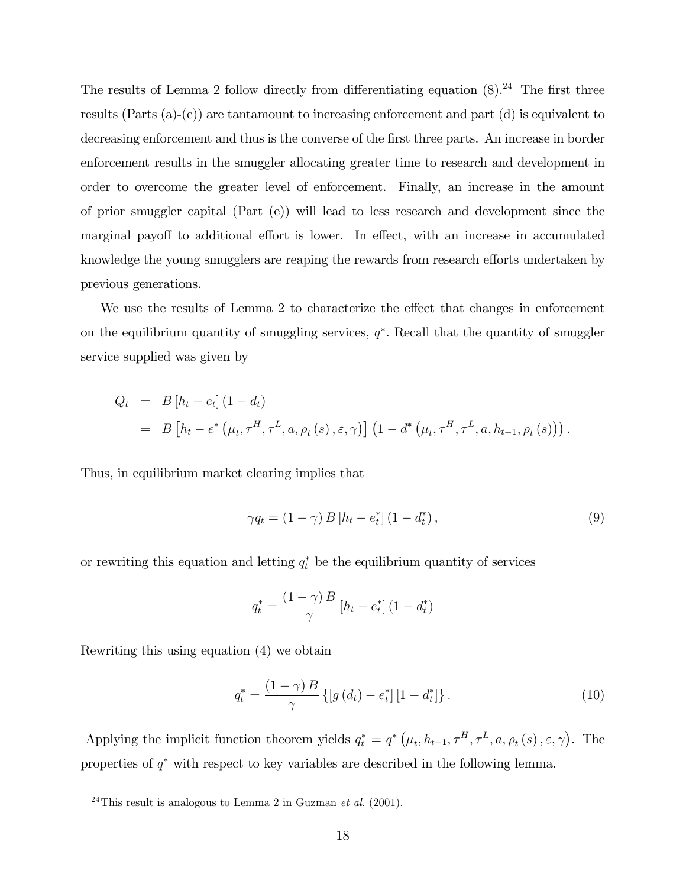The results of Lemma 2 follow directly from differentiating equation (8).[24] The first three results (Parts (a)-(c)) are tantamount to increasing enforcement and part (d) is equivalent to decreasing enforcement and thus is the converse of the first three parts. An increase in border enforcement results in the smuggler allocating greater time to research and development in order to overcome the greater level of enforcement. Finally, an increase in the amount of prior smuggler capital (Part (e)) will lead to less research and development since the marginal payoff to additional effort is lower. In effect, with an increase in accumulated knowledge the young smugglers are reaping the rewards from research efforts undertaken by previous generations.

We use the results of Lemma 2 to characterize the effect that changes in enforcement on the equilibrium quantity of smuggling services, $q^*$. Recall that the quantity of smuggler service supplied was given by

$$
\begin{aligned}
Q_t &= B\left[h_t - e_t\right](1-d_t) \\
&= B\left[h_t - e^*\left(\mu_t, \tau^H, \tau^L, a, \rho_t(s), \varepsilon, \gamma\right)\right]\left(1 - d^*\left(\mu_t, \tau^H, \tau^L, a, h_{t-1}, \rho_t(s)\right)\right).
\end{aligned}
$$

Thus, in equilibrium market clearing implies that

$$
\gamma q_t = (1-\gamma) B\left[h_t - e_t^*\right](1-d_t^*), \tag{9}
$$

or rewriting this equation and letting $q_t^*$ be the equilibrium quantity of services

$$
q_t^* = \frac{(1-\gamma)B}{\gamma}\left[h_t - e_t^*\right](1-d_t^*)
$$

Rewriting this using equation (4) we obtain

$$
q_t^* = \frac{(1-\gamma)B}{\gamma}\left\{\left[g(d_t) - e_t^*\right]\left[1-d_t^*\right]\right\}. \tag{10}
$$

Applying the implicit function theorem yields $q_t^* = q^*\left(\mu_t, h_{t-1}, \tau^H, \tau^L, a, \rho_t(s), \varepsilon, \gamma\right)$. The properties of $q^*$ with respect to key variables are described in the following lemma.

[24] This result is analogous to Lemma 2 in Guzman *et al.* (2001).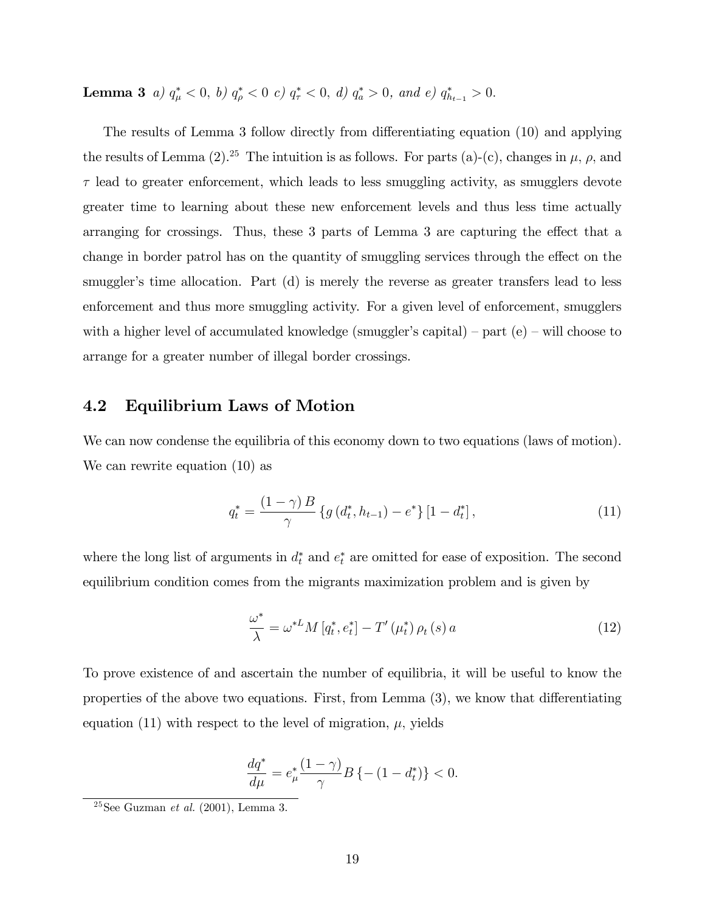**Lemma 3** *a)* $q^*_\mu < 0$*, b)* $q^*_\rho < 0$ *c)* $q^*_\tau < 0$*, d)* $q^*_a > 0$*, and e)* $q^*_{h_{t-1}} > 0$*.*

The results of Lemma 3 follow directly from differentiating equation (10) and applying the results of Lemma (2).[25] The intuition is as follows. For parts (a)-(c), changes in $\mu$, $\rho$, and $\tau$ lead to greater enforcement, which leads to less smuggling activity, as smugglers devote greater time to learning about these new enforcement levels and thus less time actually arranging for crossings. Thus, these 3 parts of Lemma 3 are capturing the effect that a change in border patrol has on the quantity of smuggling services through the effect on the smuggler's time allocation. Part (d) is merely the reverse as greater transfers lead to less enforcement and thus more smuggling activity. For a given level of enforcement, smugglers with a higher level of accumulated knowledge (smuggler's capital) – part (e) – will choose to arrange for a greater number of illegal border crossings.

## 4.2 Equilibrium Laws of Motion

We can now condense the equilibria of this economy down to two equations (laws of motion). We can rewrite equation (10) as

$$q^*_t = \frac{(1-\gamma)\,B}{\gamma}\left\{g\left(d^*_t, h_{t-1}\right) - e^*\right\}\left[1 - d^*_t\right], \tag{11}$$

where the long list of arguments in $d^*_t$ and $e^*_t$ are omitted for ease of exposition. The second equilibrium condition comes from the migrants maximization problem and is given by

$$\frac{\omega^*}{\lambda} = \omega^{*L} M\left[q^*_t, e^*_t\right] - T'\left(\mu^*_t\right)\rho_t\left(s\right)a \tag{12}$$

To prove existence of and ascertain the number of equilibria, it will be useful to know the properties of the above two equations. First, from Lemma (3), we know that differentiating equation (11) with respect to the level of migration, $\mu$, yields

$$\frac{dq^*}{d\mu} = e^*_\mu \frac{(1-\gamma)}{\gamma} B\left\{-\left(1 - d^*_t\right)\right\} < 0.$$

[25] See Guzman *et al.* (2001), Lemma 3.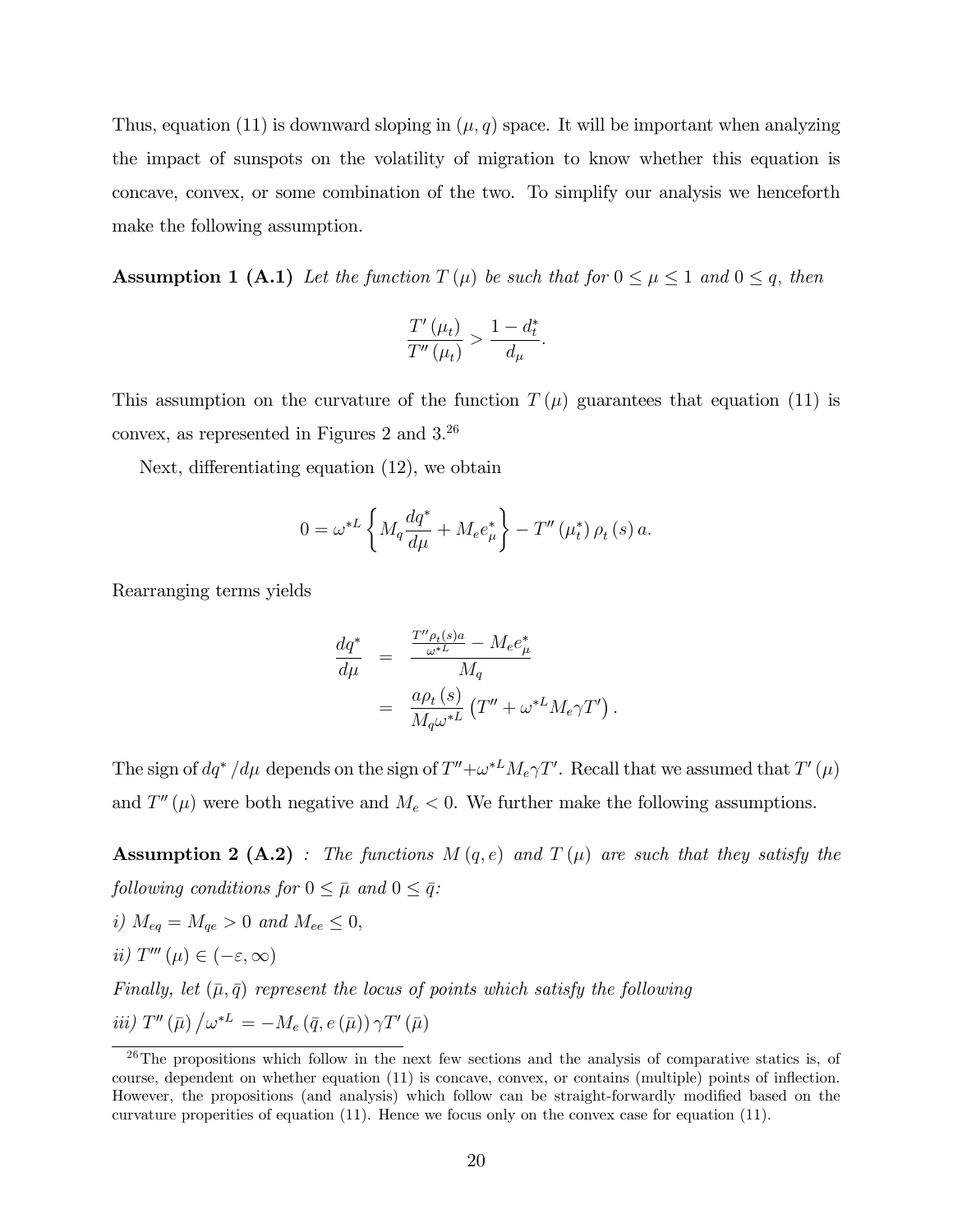Thus, equation (11) is downward sloping in $(\mu, q)$ space. It will be important when analyzing the impact of sunspots on the volatility of migration to know whether this equation is concave, convex, or some combination of the two. To simplify our analysis we henceforth make the following assumption.

**Assumption 1 (A.1)** *Let the function $T(\mu)$ be such that for $0 \leq \mu \leq 1$ and $0 \leq q$, then*

$$\frac{T'(\mu_t)}{T''(\mu_t)} > \frac{1 - d_t^*}{d_\mu}.$$

This assumption on the curvature of the function $T(\mu)$ guarantees that equation (11) is convex, as represented in Figures 2 and 3.[26]

Next, differentiating equation (12), we obtain

$$0 = \omega^{*L} \left\{ M_q \frac{dq^*}{d\mu} + M_e e_\mu^* \right\} - T''(\mu_t^*) \rho_t(s) a.$$

Rearranging terms yields

$$\begin{aligned} \frac{dq^*}{d\mu} &= \frac{\frac{T'' \rho_t(s) a}{\omega^{*L}} - M_e e_\mu^*}{M_q} \\ &= \frac{a \rho_t(s)}{M_q \omega^{*L}} \left( T'' + \omega^{*L} M_e \gamma T' \right). \end{aligned}$$

The sign of $dq^*/d\mu$ depends on the sign of $T'' + \omega^{*L} M_e \gamma T'$. Recall that we assumed that $T'(\mu)$ and $T''(\mu)$ were both negative and $M_e < 0$. We further make the following assumptions.

**Assumption 2 (A.2)** *: The functions $M(q, e)$ and $T(\mu)$ are such that they satisfy the following conditions for $0 \leq \bar{\mu}$ and $0 \leq \bar{q}$:*

*i) $M_{eq} = M_{qe} > 0$ and $M_{ee} \leq 0$,*

*ii) $T'''(\mu) \in (-\varepsilon, \infty)$*

*Finally, let $(\bar{\mu}, \bar{q})$ represent the locus of points which satisfy the following*

*iii) $T''(\bar{\mu}) / \omega^{*L} = -M_e(\bar{q}, e(\bar{\mu})) \gamma T'(\bar{\mu})$*

[26] The propositions which follow in the next few sections and the analysis of comparative statics is, of course, dependent on whether equation (11) is concave, convex, or contains (multiple) points of inflection. However, the propositions (and analysis) which follow can be straight-forwardly modified based on the curvature properities of equation (11). Hence we focus only on the convex case for equation (11).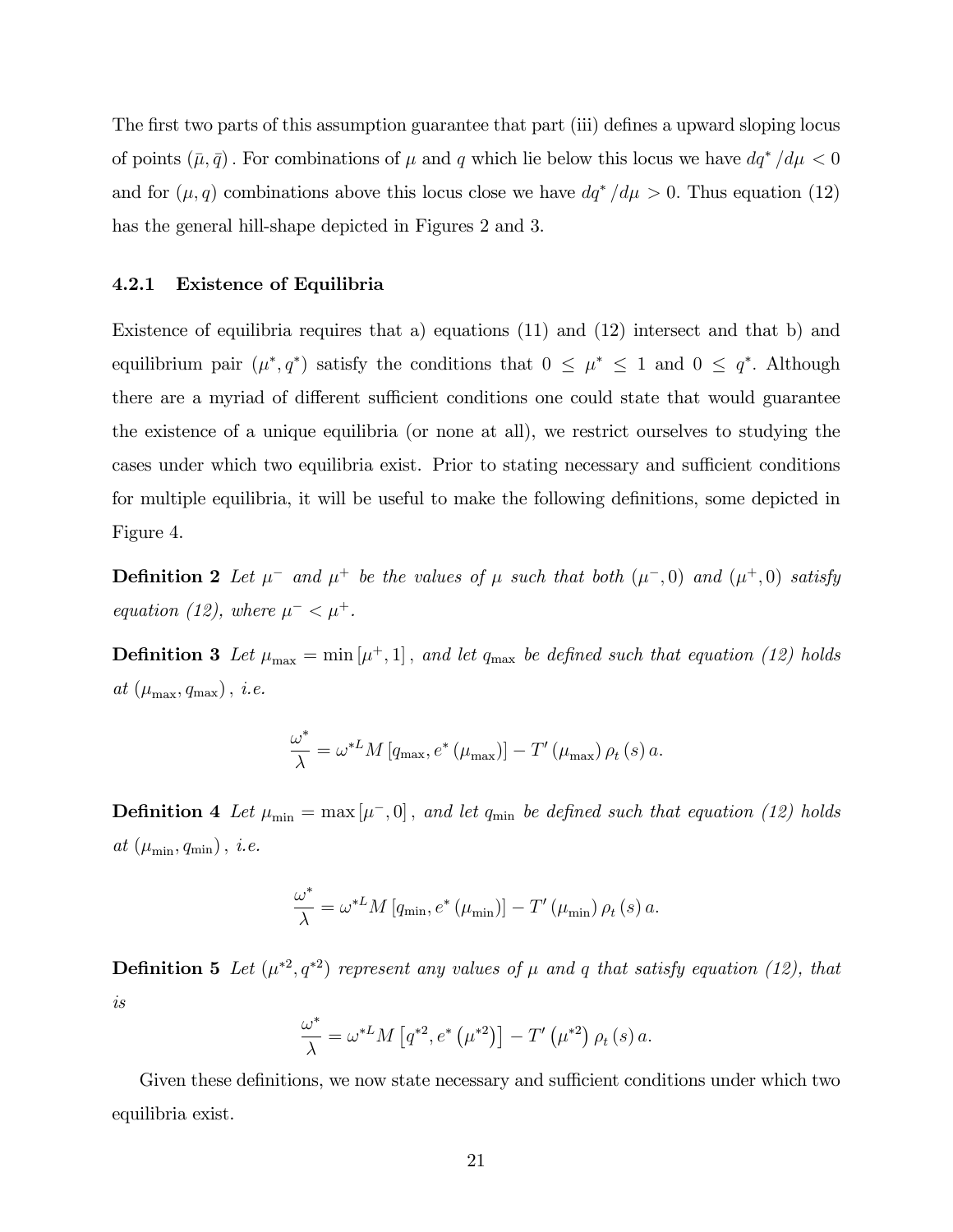The first two parts of this assumption guarantee that part (iii) defines a upward sloping locus of points $(\bar{\mu}, \bar{q})$. For combinations of $\mu$ and $q$ which lie below this locus we have $dq^*/d\mu < 0$ and for $(\mu, q)$ combinations above this locus close we have $dq^*/d\mu > 0$. Thus equation (12) has the general hill-shape depicted in Figures 2 and 3.

### 4.2.1 Existence of Equilibria

Existence of equilibria requires that a) equations (11) and (12) intersect and that b) and equilibrium pair $(\mu^*, q^*)$ satisfy the conditions that $0 \leq \mu^* \leq 1$ and $0 \leq q^*$. Although there are a myriad of different sufficient conditions one could state that would guarantee the existence of a unique equilibria (or none at all), we restrict ourselves to studying the cases under which two equilibria exist. Prior to stating necessary and sufficient conditions for multiple equilibria, it will be useful to make the following definitions, some depicted in Figure 4.

**Definition 2** *Let $\mu^-$ and $\mu^+$ be the values of $\mu$ such that both $(\mu^-, 0)$ and $(\mu^+, 0)$ satisfy equation (12), where $\mu^- < \mu^+$.*

**Definition 3** *Let $\mu_{\max} = \min[\mu^+, 1]$, and let $q_{\max}$ be defined such that equation (12) holds at $(\mu_{\max}, q_{\max})$, i.e.*

$$\frac{\omega^*}{\lambda} = \omega^{*L} M\left[q_{\max}, e^*(\mu_{\max})\right] - T'(\mu_{\max})\, \rho_t(s)\, a.$$

**Definition 4** *Let $\mu_{\min} = \max[\mu^-, 0]$, and let $q_{\min}$ be defined such that equation (12) holds at $(\mu_{\min}, q_{\min})$, i.e.*

$$\frac{\omega^*}{\lambda} = \omega^{*L} M\left[q_{\min}, e^*(\mu_{\min})\right] - T'(\mu_{\min})\, \rho_t(s)\, a.$$

**Definition 5** *Let $(\mu^{*2}, q^{*2})$ represent any values of $\mu$ and $q$ that satisfy equation (12), that is*

$$\frac{\omega^*}{\lambda} = \omega^{*L} M\left[q^{*2}, e^*\left(\mu^{*2}\right)\right] - T'\left(\mu^{*2}\right) \rho_t(s)\, a.$$

Given these definitions, we now state necessary and sufficient conditions under which two equilibria exist.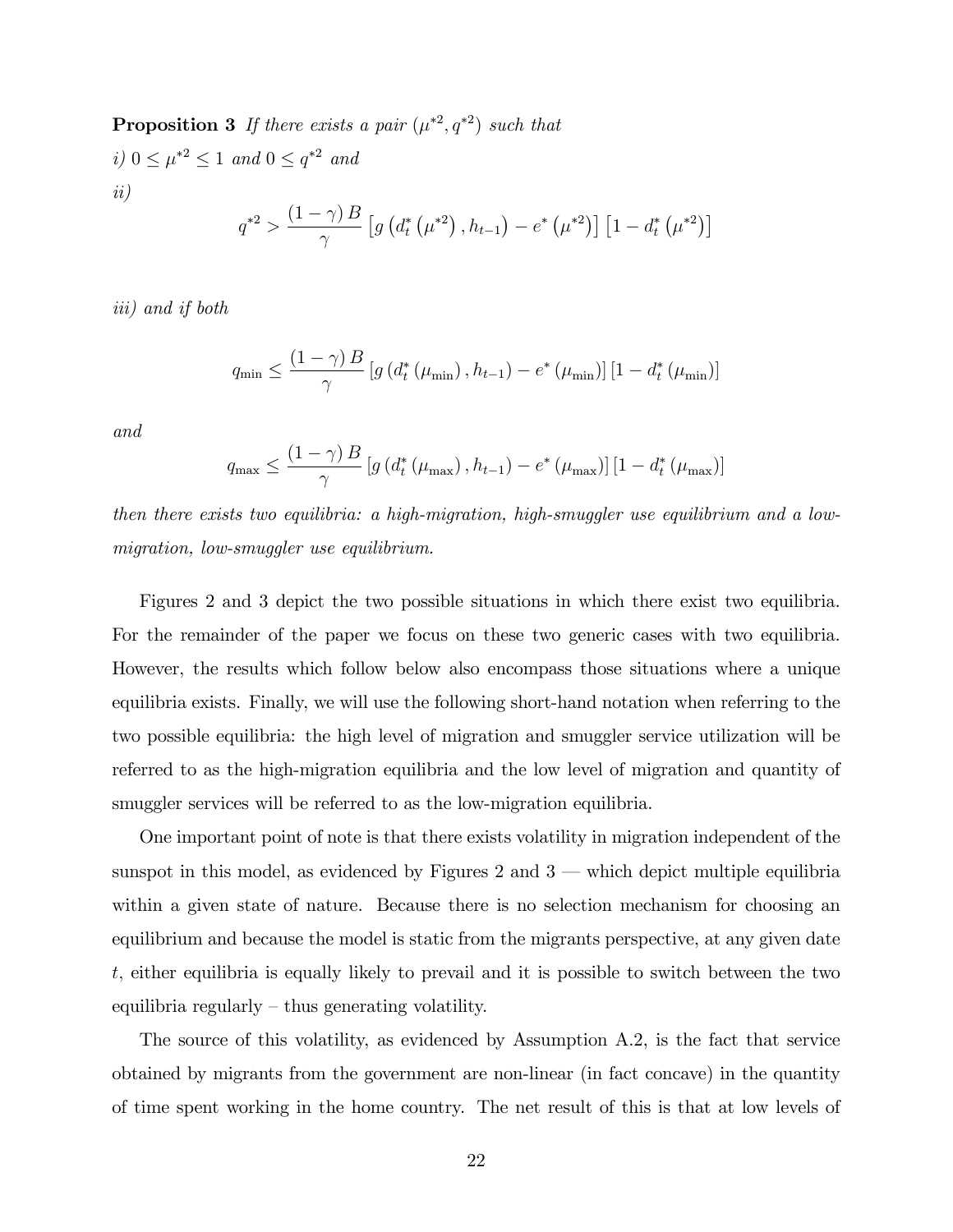**Proposition 3** *If there exists a pair* $(\mu^{*2}, q^{*2})$ *such that*

*i)* $0 \leq \mu^{*2} \leq 1$ *and* $0 \leq q^{*2}$ *and*

*ii)*

$$q^{*2} > \frac{(1-\gamma)B}{\gamma}\left[g\left(d_t^*\left(\mu^{*2}\right), h_{t-1}\right) - e^*\left(\mu^{*2}\right)\right]\left[1 - d_t^*\left(\mu^{*2}\right)\right]$$

*iii) and if both*

$$q_{\min} \leq \frac{(1-\gamma)B}{\gamma}\left[g\left(d_t^*\left(\mu_{\min}\right), h_{t-1}\right) - e^*\left(\mu_{\min}\right)\right]\left[1 - d_t^*\left(\mu_{\min}\right)\right]$$

*and*

$$q_{\max} \leq \frac{(1-\gamma)B}{\gamma}\left[g\left(d_t^*\left(\mu_{\max}\right), h_{t-1}\right) - e^*\left(\mu_{\max}\right)\right]\left[1 - d_t^*\left(\mu_{\max}\right)\right]$$

*then there exists two equilibria: a high-migration, high-smuggler use equilibrium and a low-migration, low-smuggler use equilibrium.*

Figures 2 and 3 depict the two possible situations in which there exist two equilibria. For the remainder of the paper we focus on these two generic cases with two equilibria. However, the results which follow below also encompass those situations where a unique equilibria exists. Finally, we will use the following short-hand notation when referring to the two possible equilibria: the high level of migration and smuggler service utilization will be referred to as the high-migration equilibria and the low level of migration and quantity of smuggler services will be referred to as the low-migration equilibria.

One important point of note is that there exists volatility in migration independent of the sunspot in this model, as evidenced by Figures 2 and 3 — which depict multiple equilibria within a given state of nature. Because there is no selection mechanism for choosing an equilibrium and because the model is static from the migrants perspective, at any given date $t$, either equilibria is equally likely to prevail and it is possible to switch between the two equilibria regularly – thus generating volatility.

The source of this volatility, as evidenced by Assumption A.2, is the fact that service obtained by migrants from the government are non-linear (in fact concave) in the quantity of time spent working in the home country. The net result of this is that at low levels of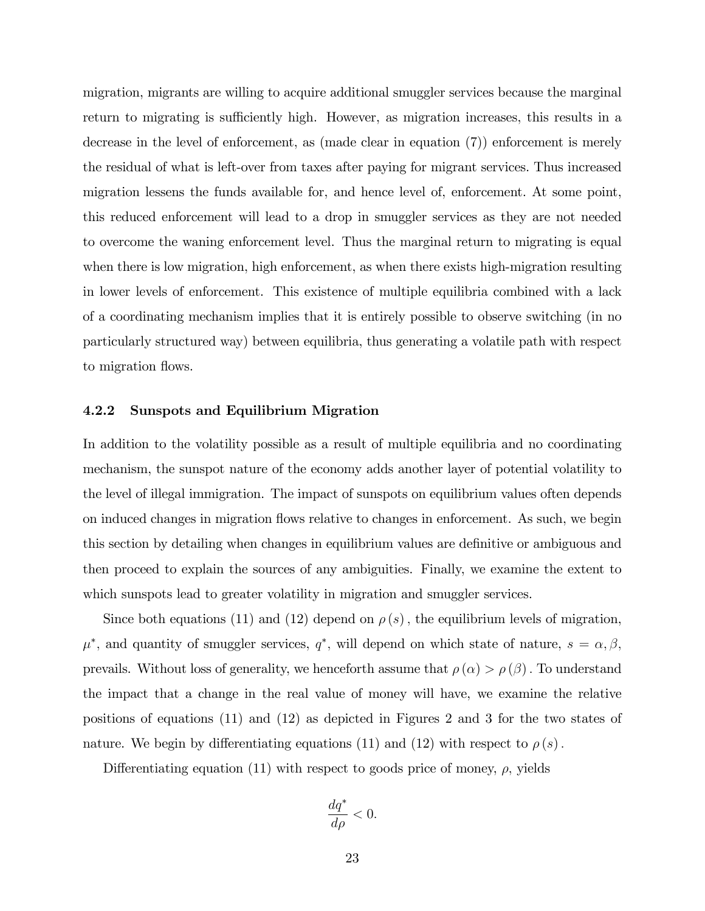migration, migrants are willing to acquire additional smuggler services because the marginal return to migrating is sufficiently high. However, as migration increases, this results in a decrease in the level of enforcement, as (made clear in equation (7)) enforcement is merely the residual of what is left-over from taxes after paying for migrant services. Thus increased migration lessens the funds available for, and hence level of, enforcement. At some point, this reduced enforcement will lead to a drop in smuggler services as they are not needed to overcome the waning enforcement level. Thus the marginal return to migrating is equal when there is low migration, high enforcement, as when there exists high-migration resulting in lower levels of enforcement. This existence of multiple equilibria combined with a lack of a coordinating mechanism implies that it is entirely possible to observe switching (in no particularly structured way) between equilibria, thus generating a volatile path with respect to migration flows.

### 4.2.2 Sunspots and Equilibrium Migration

In addition to the volatility possible as a result of multiple equilibria and no coordinating mechanism, the sunspot nature of the economy adds another layer of potential volatility to the level of illegal immigration. The impact of sunspots on equilibrium values often depends on induced changes in migration flows relative to changes in enforcement. As such, we begin this section by detailing when changes in equilibrium values are definitive or ambiguous and then proceed to explain the sources of any ambiguities. Finally, we examine the extent to which sunspots lead to greater volatility in migration and smuggler services.

Since both equations (11) and (12) depend on $\rho(s)$, the equilibrium levels of migration, $\mu^*$, and quantity of smuggler services, $q^*$, will depend on which state of nature, $s = \alpha, \beta$, prevails. Without loss of generality, we henceforth assume that $\rho(\alpha) > \rho(\beta)$. To understand the impact that a change in the real value of money will have, we examine the relative positions of equations (11) and (12) as depicted in Figures 2 and 3 for the two states of nature. We begin by differentiating equations (11) and (12) with respect to $\rho(s)$.

Differentiating equation (11) with respect to goods price of money, $\rho$, yields

$$\frac{dq^*}{d\rho} < 0.$$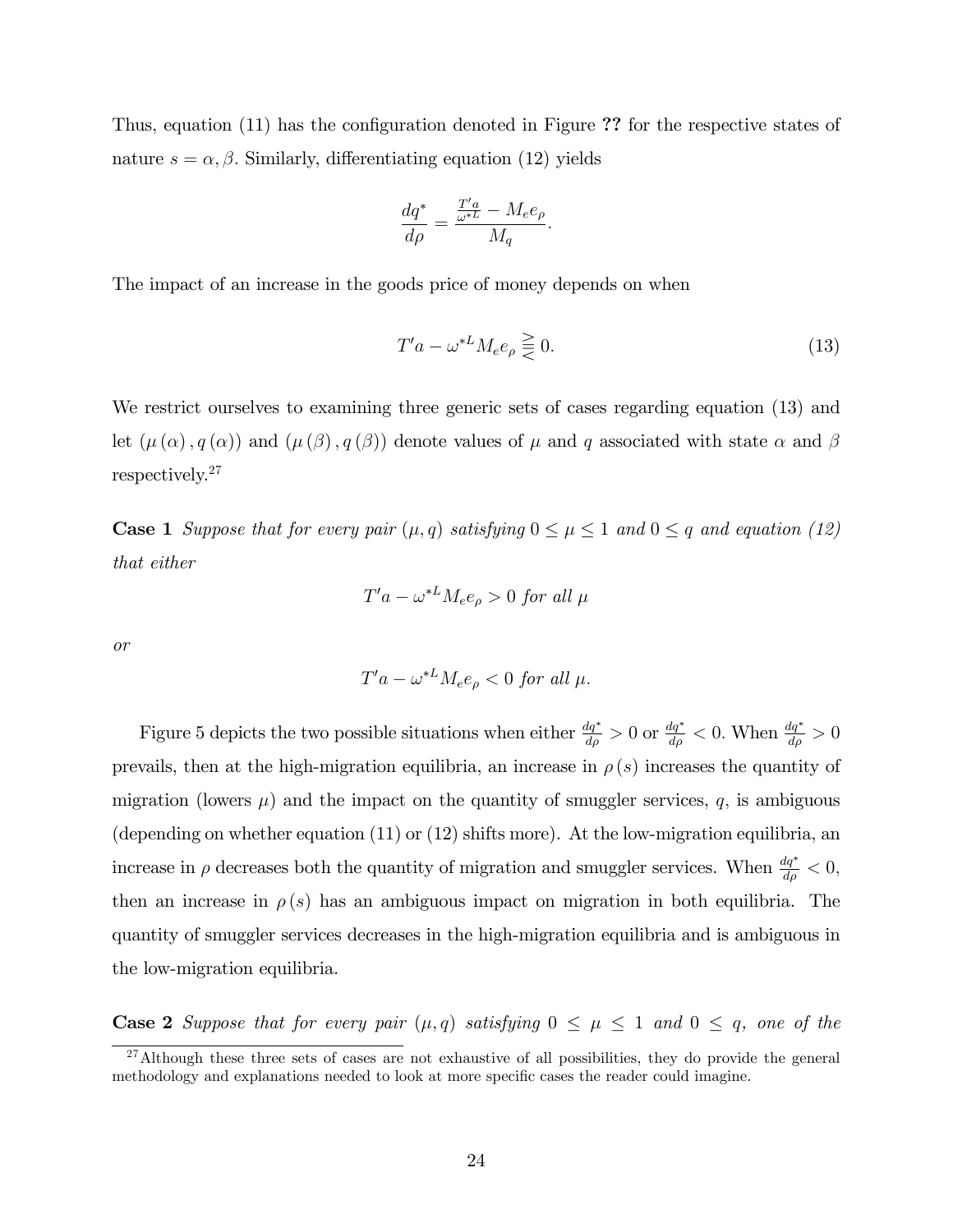Thus, equation (11) has the configuration denoted in Figure **??** for the respective states of nature $s = \alpha, \beta$. Similarly, differentiating equation (12) yields

$$\frac{dq^*}{d\rho} = \frac{\frac{T'a}{\omega^{*L}} - M_e e_\rho}{M_q}.$$

The impact of an increase in the goods price of money depends on when

$$T'a - \omega^{*L} M_e e_\rho \gtreqless 0. \tag{13}$$

We restrict ourselves to examining three generic sets of cases regarding equation (13) and let $(\mu(\alpha), q(\alpha))$ and $(\mu(\beta), q(\beta))$ denote values of $\mu$ and $q$ associated with state $\alpha$ and $\beta$ respectively.[27]

**Case 1** *Suppose that for every pair* $(\mu, q)$ *satisfying* $0 \leq \mu \leq 1$ *and* $0 \leq q$ *and equation (12) that either*

$$T'a - \omega^{*L} M_e e_\rho > 0 \text{ for all } \mu$$

*or*

$$T'a - \omega^{*L} M_e e_\rho < 0 \text{ for all } \mu.$$

Figure 5 depicts the two possible situations when either $\frac{dq^*}{d\rho} > 0$ or $\frac{dq^*}{d\rho} < 0$. When $\frac{dq^*}{d\rho} > 0$ prevails, then at the high-migration equilibria, an increase in $\rho(s)$ increases the quantity of migration (lowers $\mu$) and the impact on the quantity of smuggler services, $q$, is ambiguous (depending on whether equation (11) or (12) shifts more). At the low-migration equilibria, an increase in $\rho$ decreases both the quantity of migration and smuggler services. When $\frac{dq^*}{d\rho} < 0$, then an increase in $\rho(s)$ has an ambiguous impact on migration in both equilibria. The quantity of smuggler services decreases in the high-migration equilibria and is ambiguous in the low-migration equilibria.

**Case 2** *Suppose that for every pair* $(\mu, q)$ *satisfying* $0 \leq \mu \leq 1$ *and* $0 \leq q$*, one of the*

[27] Although these three sets of cases are not exhaustive of all possibilities, they do provide the general methodology and explanations needed to look at more specific cases the reader could imagine.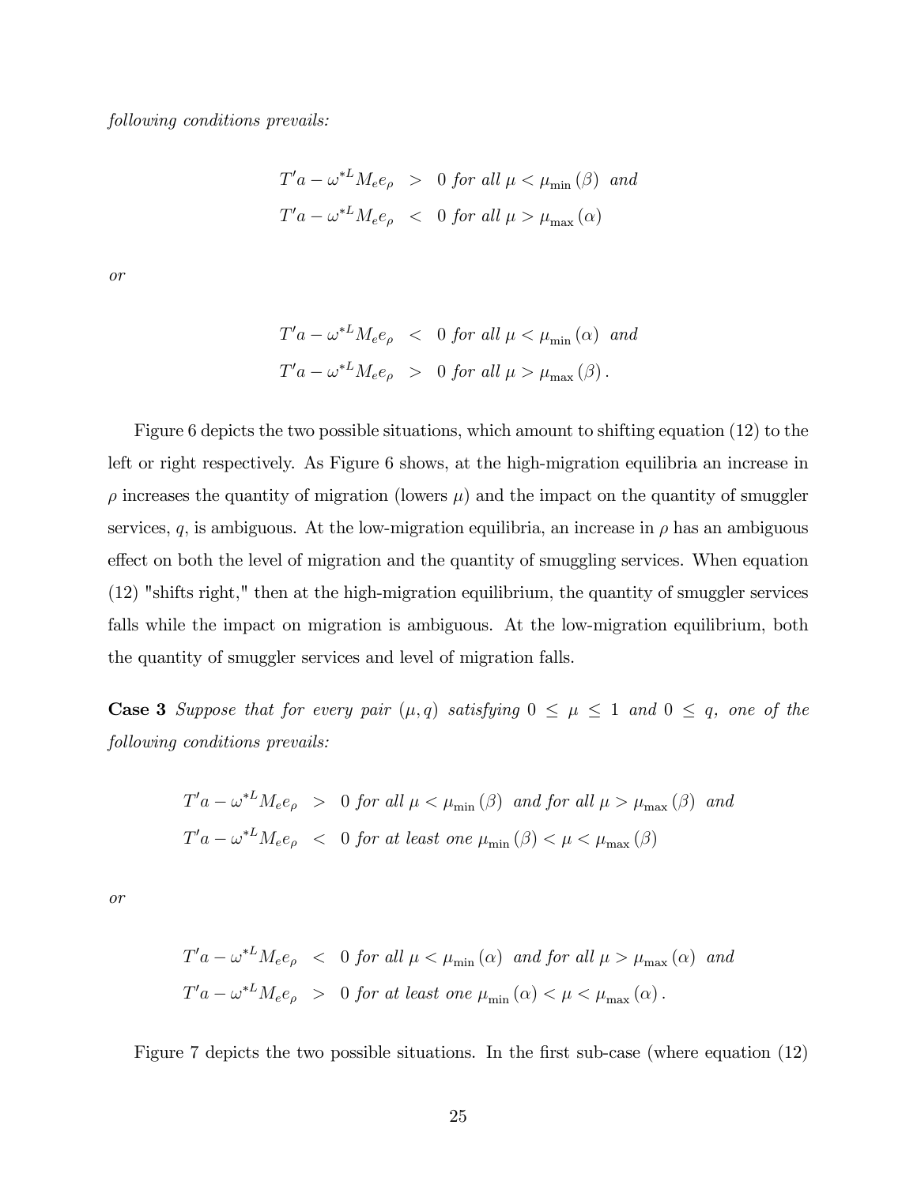*following conditions prevails:*

$$
\begin{aligned}
T'a - \omega^{*L} M_e e_\rho &> 0 \text{ for all } \mu < \mu_{\min}(\beta) \text{ and} \\
T'a - \omega^{*L} M_e e_\rho &< 0 \text{ for all } \mu > \mu_{\max}(\alpha)
\end{aligned}
$$

*or*

$$
\begin{aligned}
T'a - \omega^{*L} M_e e_\rho &< 0 \text{ for all } \mu < \mu_{\min}(\alpha) \text{ and} \\
T'a - \omega^{*L} M_e e_\rho &> 0 \text{ for all } \mu > \mu_{\max}(\beta).
\end{aligned}
$$

Figure 6 depicts the two possible situations, which amount to shifting equation (12) to the left or right respectively. As Figure 6 shows, at the high-migration equilibria an increase in $\rho$ increases the quantity of migration (lowers $\mu$) and the impact on the quantity of smuggler services, $q$, is ambiguous. At the low-migration equilibria, an increase in $\rho$ has an ambiguous effect on both the level of migration and the quantity of smuggling services. When equation (12) "shifts right," then at the high-migration equilibrium, the quantity of smuggler services falls while the impact on migration is ambiguous. At the low-migration equilibrium, both the quantity of smuggler services and level of migration falls.

**Case 3** *Suppose that for every pair $(\mu, q)$ satisfying $0 \leq \mu \leq 1$ and $0 \leq q$, one of the following conditions prevails:*

$$
\begin{aligned}
T'a - \omega^{*L} M_e e_\rho &> 0 \text{ for all } \mu < \mu_{\min}(\beta) \text{ and for all } \mu > \mu_{\max}(\beta) \text{ and} \\
T'a - \omega^{*L} M_e e_\rho &< 0 \text{ for at least one } \mu_{\min}(\beta) < \mu < \mu_{\max}(\beta)
\end{aligned}
$$

*or*

$$
\begin{aligned}
T'a - \omega^{*L} M_e e_\rho &< 0 \text{ for all } \mu < \mu_{\min}(\alpha) \text{ and for all } \mu > \mu_{\max}(\alpha) \text{ and} \\
T'a - \omega^{*L} M_e e_\rho &> 0 \text{ for at least one } \mu_{\min}(\alpha) < \mu < \mu_{\max}(\alpha).
\end{aligned}
$$

Figure 7 depicts the two possible situations. In the first sub-case (where equation (12)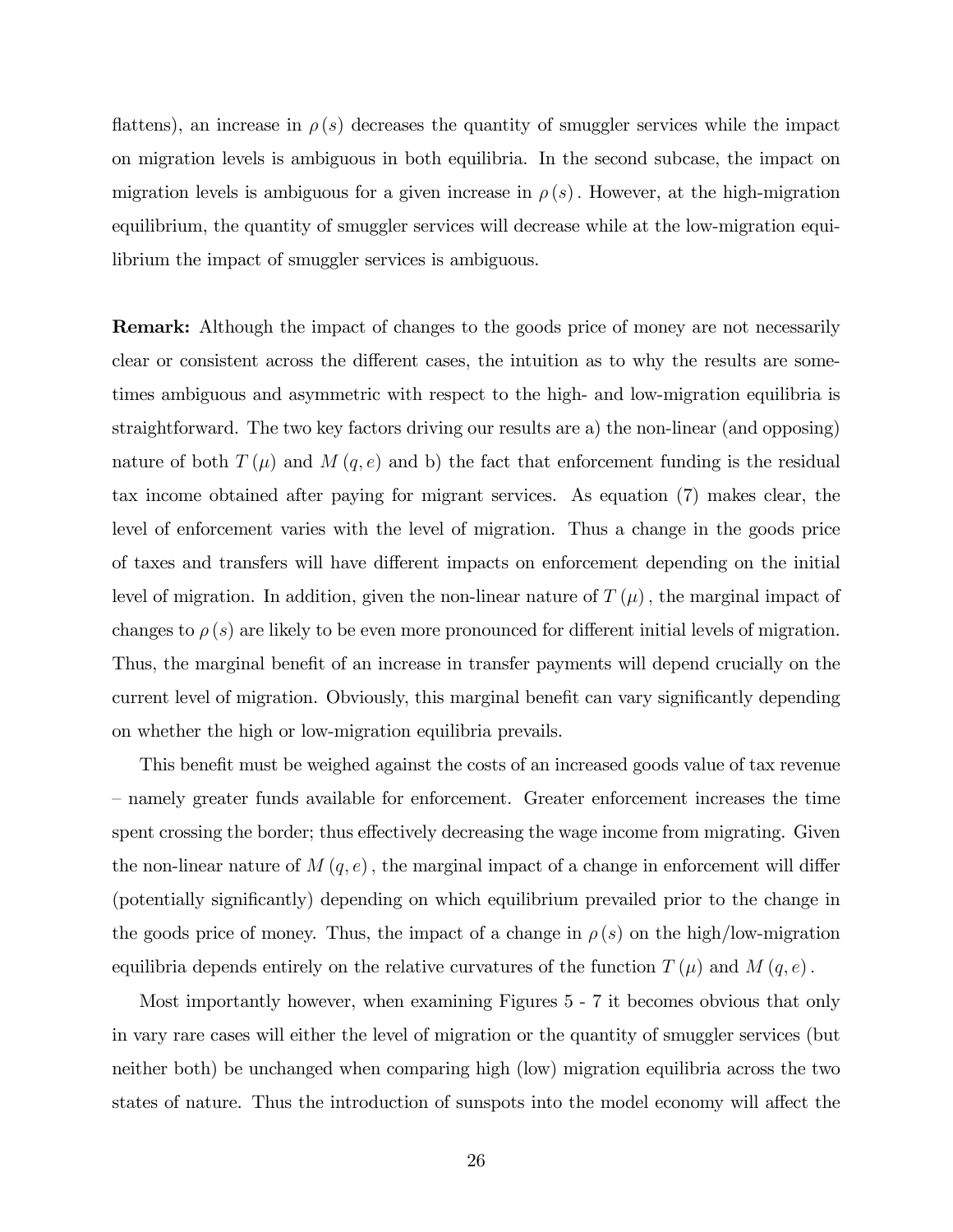flattens), an increase in $\rho(s)$ decreases the quantity of smuggler services while the impact on migration levels is ambiguous in both equilibria. In the second subcase, the impact on migration levels is ambiguous for a given increase in $\rho(s)$. However, at the high-migration equilibrium, the quantity of smuggler services will decrease while at the low-migration equilibrium the impact of smuggler services is ambiguous.

**Remark:** Although the impact of changes to the goods price of money are not necessarily clear or consistent across the different cases, the intuition as to why the results are sometimes ambiguous and asymmetric with respect to the high- and low-migration equilibria is straightforward. The two key factors driving our results are a) the non-linear (and opposing) nature of both $T(\mu)$ and $M(q,e)$ and b) the fact that enforcement funding is the residual tax income obtained after paying for migrant services. As equation (7) makes clear, the level of enforcement varies with the level of migration. Thus a change in the goods price of taxes and transfers will have different impacts on enforcement depending on the initial level of migration. In addition, given the non-linear nature of $T(\mu)$, the marginal impact of changes to $\rho(s)$ are likely to be even more pronounced for different initial levels of migration. Thus, the marginal benefit of an increase in transfer payments will depend crucially on the current level of migration. Obviously, this marginal benefit can vary significantly depending on whether the high or low-migration equilibria prevails.

This benefit must be weighed against the costs of an increased goods value of tax revenue – namely greater funds available for enforcement. Greater enforcement increases the time spent crossing the border; thus effectively decreasing the wage income from migrating. Given the non-linear nature of $M(q,e)$, the marginal impact of a change in enforcement will differ (potentially significantly) depending on which equilibrium prevailed prior to the change in the goods price of money. Thus, the impact of a change in $\rho(s)$ on the high/low-migration equilibria depends entirely on the relative curvatures of the function $T(\mu)$ and $M(q,e)$.

Most importantly however, when examining Figures 5 - 7 it becomes obvious that only in vary rare cases will either the level of migration or the quantity of smuggler services (but neither both) be unchanged when comparing high (low) migration equilibria across the two states of nature. Thus the introduction of sunspots into the model economy will affect the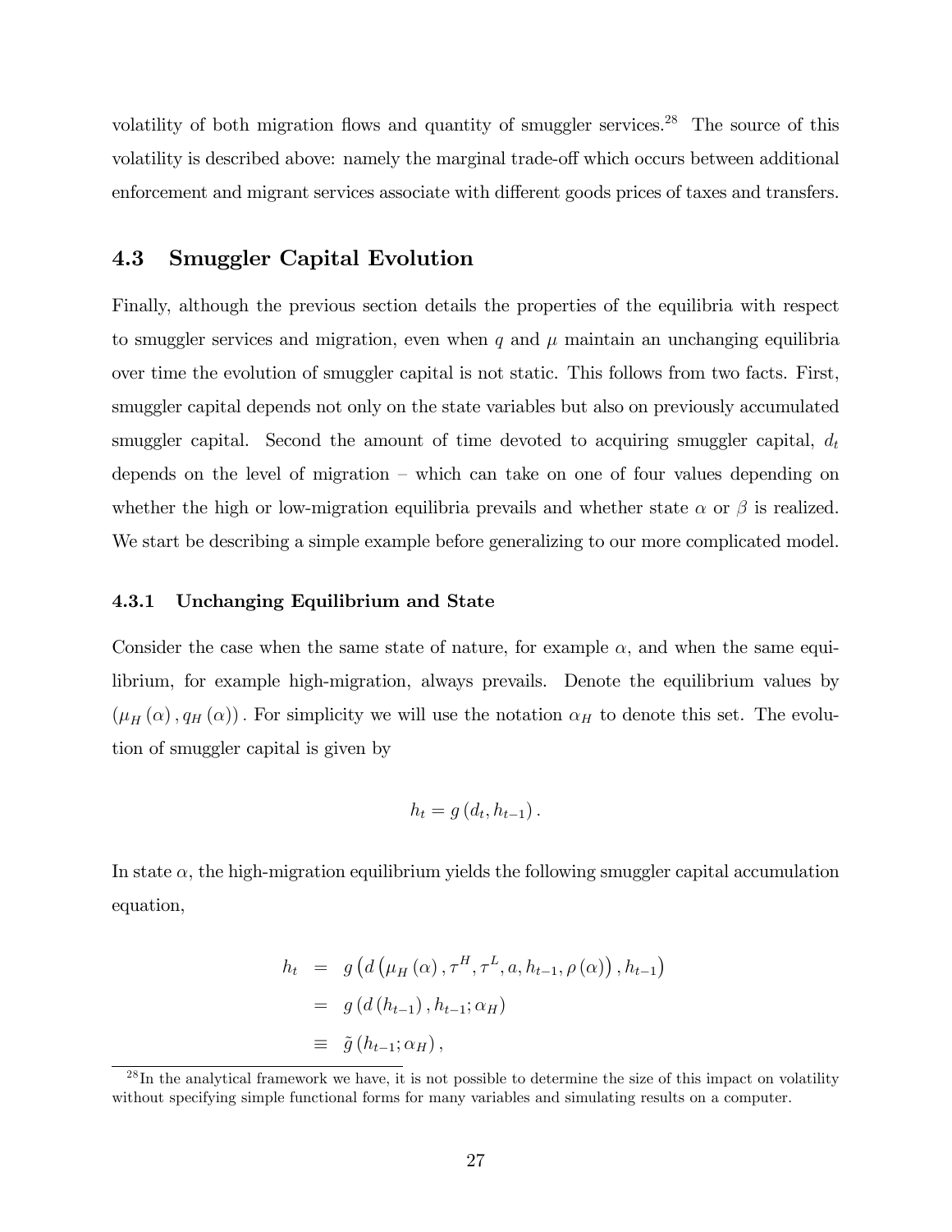volatility of both migration flows and quantity of smuggler services.[28] The source of this volatility is described above: namely the marginal trade-off which occurs between additional enforcement and migrant services associate with different goods prices of taxes and transfers.

## 4.3 Smuggler Capital Evolution

Finally, although the previous section details the properties of the equilibria with respect to smuggler services and migration, even when $q$ and $\mu$ maintain an unchanging equilibria over time the evolution of smuggler capital is not static. This follows from two facts. First, smuggler capital depends not only on the state variables but also on previously accumulated smuggler capital. Second the amount of time devoted to acquiring smuggler capital, $d_t$ depends on the level of migration – which can take on one of four values depending on whether the high or low-migration equilibria prevails and whether state $\alpha$ or $\beta$ is realized. We start be describing a simple example before generalizing to our more complicated model.

### 4.3.1 Unchanging Equilibrium and State

Consider the case when the same state of nature, for example $\alpha$, and when the same equilibrium, for example high-migration, always prevails. Denote the equilibrium values by $(\mu_H(\alpha), q_H(\alpha))$. For simplicity we will use the notation $\alpha_H$ to denote this set. The evolution of smuggler capital is given by

$$h_t = g(d_t, h_{t-1}).$$

In state $\alpha$, the high-migration equilibrium yields the following smuggler capital accumulation equation,

$$\begin{aligned} h_t &= g\left(d\left(\mu_H(\alpha), \tau^H, \tau^L, a, h_{t-1}, \rho(\alpha)\right), h_{t-1}\right) \\ &= g\left(d\left(h_{t-1}\right), h_{t-1}; \alpha_H\right) \\ &\equiv \tilde{g}\left(h_{t-1}; \alpha_H\right), \end{aligned}$$

[28] In the analytical framework we have, it is not possible to determine the size of this impact on volatility without specifying simple functional forms for many variables and simulating results on a computer.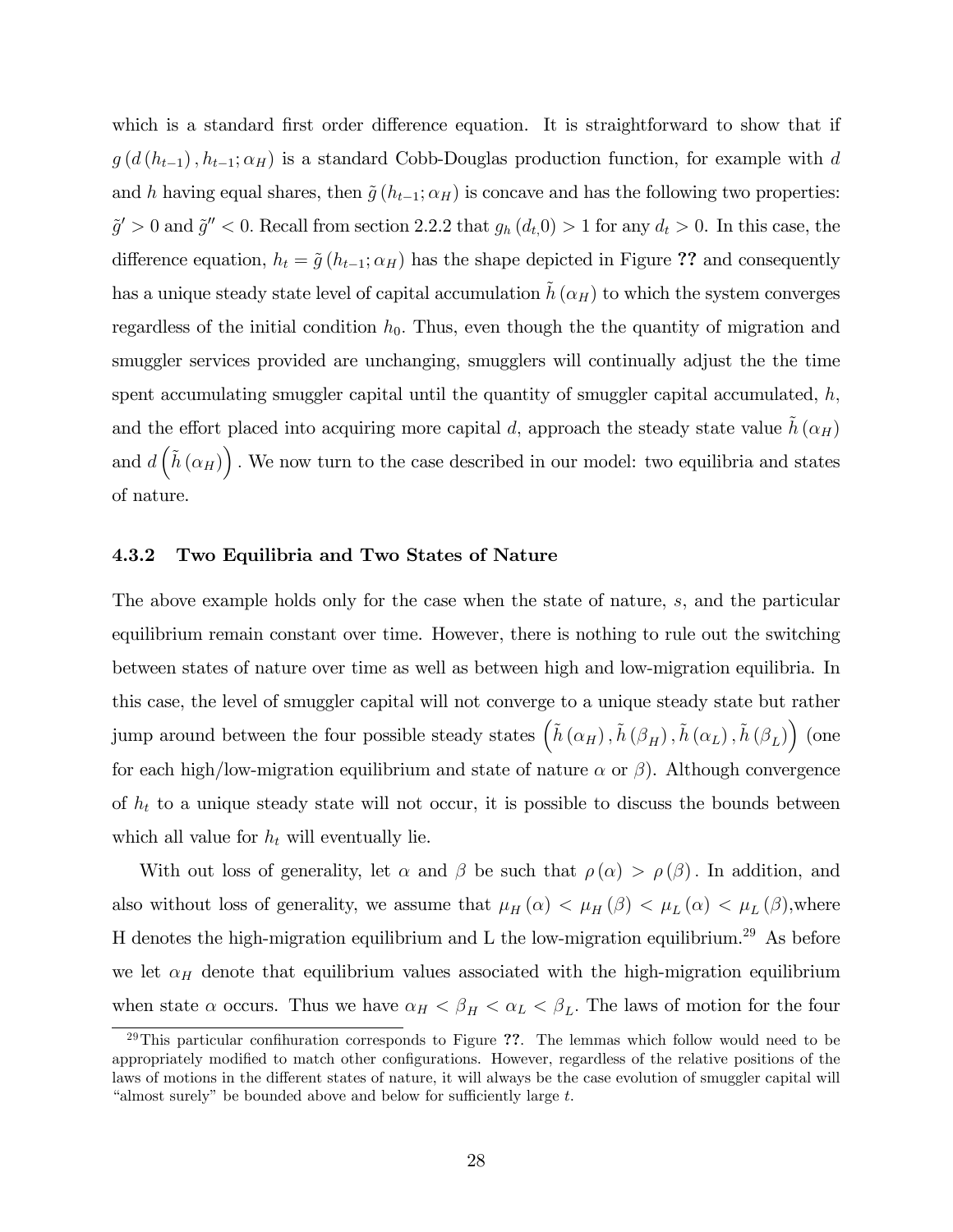which is a standard first order difference equation. It is straightforward to show that if $g(d(h_{t-1}), h_{t-1}; \alpha_H)$ is a standard Cobb-Douglas production function, for example with $d$ and $h$ having equal shares, then $\tilde{g}(h_{t-1}; \alpha_H)$ is concave and has the following two properties: $\tilde{g}' > 0$ and $\tilde{g}'' < 0$. Recall from section 2.2.2 that $g_h(d_{t,}0) > 1$ for any $d_t > 0$. In this case, the difference equation, $h_t = \tilde{g}(h_{t-1}; \alpha_H)$ has the shape depicted in Figure **??** and consequently has a unique steady state level of capital accumulation $\tilde{h}(\alpha_H)$ to which the system converges regardless of the initial condition $h_0$. Thus, even though the the quantity of migration and smuggler services provided are unchanging, smugglers will continually adjust the the time spent accumulating smuggler capital until the quantity of smuggler capital accumulated, $h$, and the effort placed into acquiring more capital $d$, approach the steady state value $\tilde{h}(\alpha_H)$ and $d\left(\tilde{h}(\alpha_H)\right)$. We now turn to the case described in our model: two equilibria and states of nature.

### 4.3.2 Two Equilibria and Two States of Nature

The above example holds only for the case when the state of nature, $s$, and the particular equilibrium remain constant over time. However, there is nothing to rule out the switching between states of nature over time as well as between high and low-migration equilibria. In this case, the level of smuggler capital will not converge to a unique steady state but rather jump around between the four possible steady states $\left(\tilde{h}(\alpha_H), \tilde{h}(\beta_H), \tilde{h}(\alpha_L), \tilde{h}(\beta_L)\right)$ (one for each high/low-migration equilibrium and state of nature $\alpha$ or $\beta$). Although convergence of $h_t$ to a unique steady state will not occur, it is possible to discuss the bounds between which all value for $h_t$ will eventually lie.

With out loss of generality, let $\alpha$ and $\beta$ be such that $\rho(\alpha) > \rho(\beta)$. In addition, and also without loss of generality, we assume that $\mu_H(\alpha) < \mu_H(\beta) < \mu_L(\alpha) < \mu_L(\beta)$,where H denotes the high-migration equilibrium and L the low-migration equilibrium.[29] As before we let $\alpha_H$ denote that equilibrium values associated with the high-migration equilibrium when state $\alpha$ occurs. Thus we have $\alpha_H < \beta_H < \alpha_L < \beta_L$. The laws of motion for the four

[29] This particular confihuration corresponds to Figure **??**. The lemmas which follow would need to be appropriately modified to match other configurations. However, regardless of the relative positions of the laws of motions in the different states of nature, it will always be the case evolution of smuggler capital will "almost surely" be bounded above and below for sufficiently large $t$.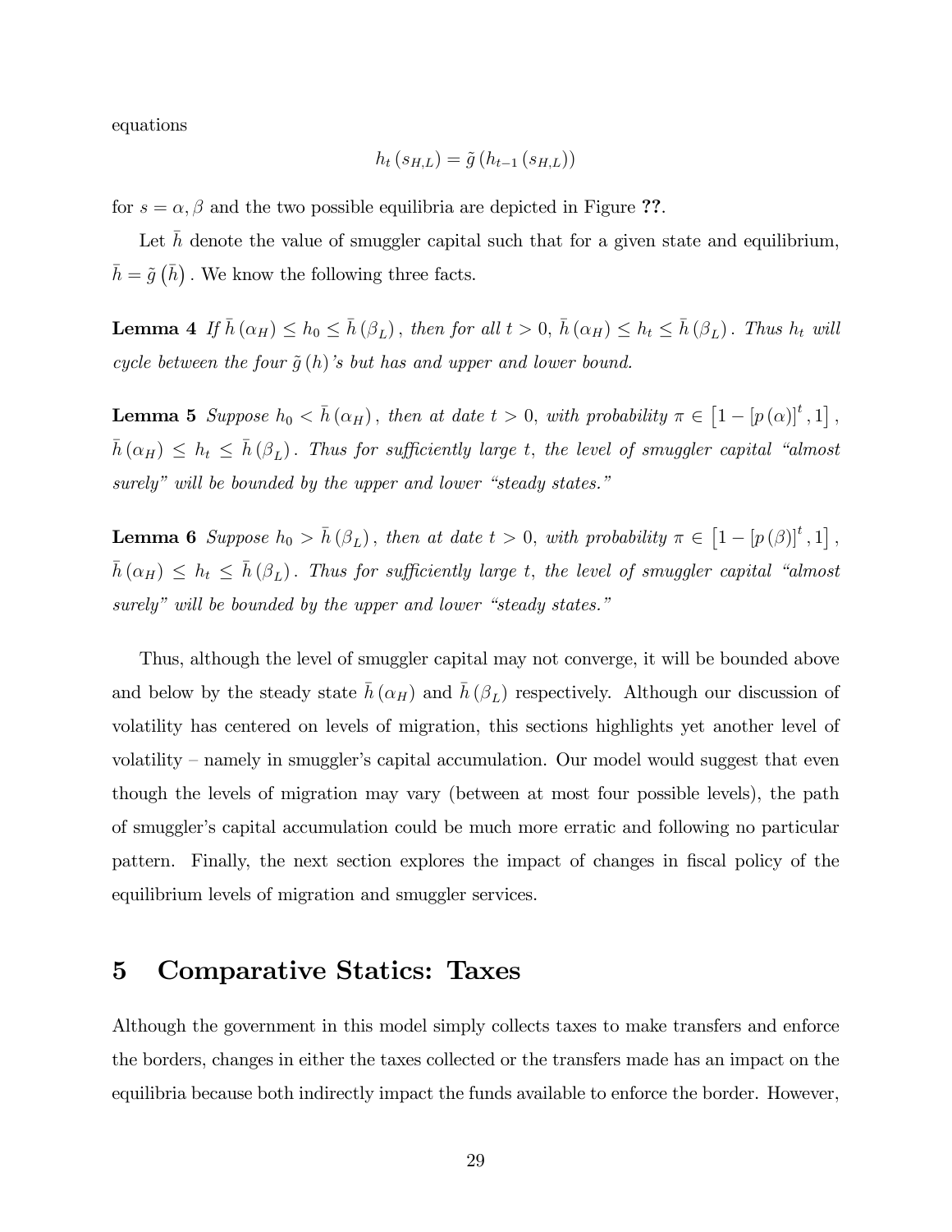equations

$$h_t(s_{H,L}) = \tilde{g}(h_{t-1}(s_{H,L}))$$

for $s = \alpha, \beta$ and the two possible equilibria are depicted in Figure **??**.

Let $\bar{h}$ denote the value of smuggler capital such that for a given state and equilibrium, $\bar{h} = \tilde{g}(\bar{h})$. We know the following three facts.

**Lemma 4** *If $\bar{h}(\alpha_H) \leq h_0 \leq \bar{h}(\beta_L)$, then for all $t > 0$, $\bar{h}(\alpha_H) \leq h_t \leq \bar{h}(\beta_L)$. Thus $h_t$ will cycle between the four $\tilde{g}(h)$'s but has and upper and lower bound.*

**Lemma 5** *Suppose $h_0 < \bar{h}(\alpha_H)$, then at date $t > 0$, with probability $\pi \in \left[1 - [p(\alpha)]^t, 1\right]$, $\bar{h}(\alpha_H) \leq h_t \leq \bar{h}(\beta_L)$. Thus for sufficiently large $t$, the level of smuggler capital "almost surely" will be bounded by the upper and lower "steady states."*

**Lemma 6** *Suppose $h_0 > \bar{h}(\beta_L)$, then at date $t > 0$, with probability $\pi \in \left[1 - [p(\beta)]^t, 1\right]$, $\bar{h}(\alpha_H) \leq h_t \leq \bar{h}(\beta_L)$. Thus for sufficiently large $t$, the level of smuggler capital "almost surely" will be bounded by the upper and lower "steady states."*

Thus, although the level of smuggler capital may not converge, it will be bounded above and below by the steady state $\bar{h}(\alpha_H)$ and $\bar{h}(\beta_L)$ respectively. Although our discussion of volatility has centered on levels of migration, this sections highlights yet another level of volatility – namely in smuggler's capital accumulation. Our model would suggest that even though the levels of migration may vary (between at most four possible levels), the path of smuggler's capital accumulation could be much more erratic and following no particular pattern. Finally, the next section explores the impact of changes in fiscal policy of the equilibrium levels of migration and smuggler services.

# 5 Comparative Statics: Taxes

Although the government in this model simply collects taxes to make transfers and enforce the borders, changes in either the taxes collected or the transfers made has an impact on the equilibria because both indirectly impact the funds available to enforce the border. However,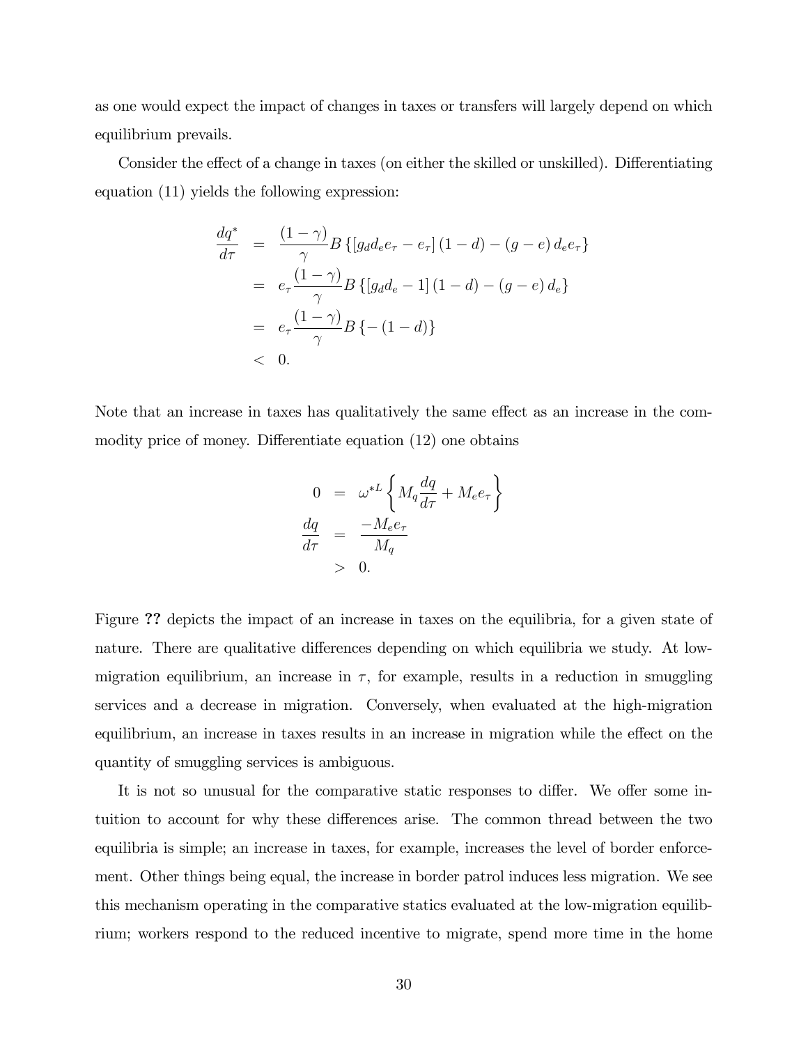as one would expect the impact of changes in taxes or transfers will largely depend on which equilibrium prevails.

Consider the effect of a change in taxes (on either the skilled or unskilled). Differentiating equation (11) yields the following expression:

$$
\begin{aligned}
\frac{dq^*}{d\tau} &= \frac{(1-\gamma)}{\gamma} B \left\{ \left[ g_d d_e e_\tau - e_\tau \right] (1-d) - (g-e)\, d_e e_\tau \right\} \\
&= e_\tau \frac{(1-\gamma)}{\gamma} B \left\{ \left[ g_d d_e - 1 \right] (1-d) - (g-e)\, d_e \right\} \\
&= e_\tau \frac{(1-\gamma)}{\gamma} B \left\{ -(1-d) \right\} \\
&< 0.
\end{aligned}
$$

Note that an increase in taxes has qualitatively the same effect as an increase in the commodity price of money. Differentiate equation (12) one obtains

$$
\begin{aligned}
0 &= \omega^{*L} \left\{ M_q \frac{dq}{d\tau} + M_e e_\tau \right\} \\
\frac{dq}{d\tau} &= \frac{-M_e e_\tau}{M_q} \\
&> 0.
\end{aligned}
$$

Figure **??** depicts the impact of an increase in taxes on the equilibria, for a given state of nature. There are qualitative differences depending on which equilibria we study. At low-migration equilibrium, an increase in $\tau$, for example, results in a reduction in smuggling services and a decrease in migration. Conversely, when evaluated at the high-migration equilibrium, an increase in taxes results in an increase in migration while the effect on the quantity of smuggling services is ambiguous.

It is not so unusual for the comparative static responses to differ. We offer some intuition to account for why these differences arise. The common thread between the two equilibria is simple; an increase in taxes, for example, increases the level of border enforcement. Other things being equal, the increase in border patrol induces less migration. We see this mechanism operating in the comparative statics evaluated at the low-migration equilibrium; workers respond to the reduced incentive to migrate, spend more time in the home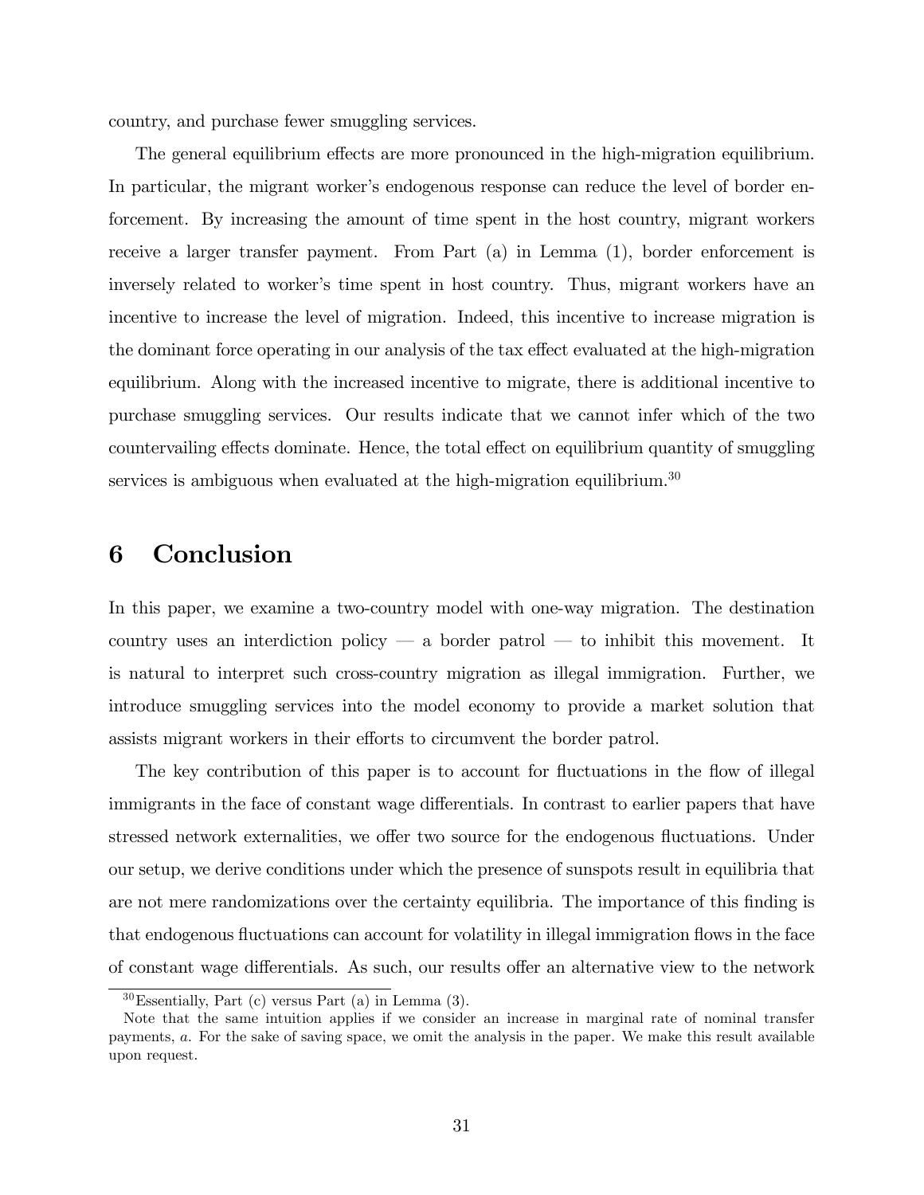country, and purchase fewer smuggling services.

The general equilibrium effects are more pronounced in the high-migration equilibrium. In particular, the migrant worker's endogenous response can reduce the level of border enforcement. By increasing the amount of time spent in the host country, migrant workers receive a larger transfer payment. From Part (a) in Lemma (1), border enforcement is inversely related to worker's time spent in host country. Thus, migrant workers have an incentive to increase the level of migration. Indeed, this incentive to increase migration is the dominant force operating in our analysis of the tax effect evaluated at the high-migration equilibrium. Along with the increased incentive to migrate, there is additional incentive to purchase smuggling services. Our results indicate that we cannot infer which of the two countervailing effects dominate. Hence, the total effect on equilibrium quantity of smuggling services is ambiguous when evaluated at the high-migration equilibrium.[30]

# 6 Conclusion

In this paper, we examine a two-country model with one-way migration. The destination country uses an interdiction policy — a border patrol — to inhibit this movement. It is natural to interpret such cross-country migration as illegal immigration. Further, we introduce smuggling services into the model economy to provide a market solution that assists migrant workers in their efforts to circumvent the border patrol.

The key contribution of this paper is to account for fluctuations in the flow of illegal immigrants in the face of constant wage differentials. In contrast to earlier papers that have stressed network externalities, we offer two source for the endogenous fluctuations. Under our setup, we derive conditions under which the presence of sunspots result in equilibria that are not mere randomizations over the certainty equilibria. The importance of this finding is that endogenous fluctuations can account for volatility in illegal immigration flows in the face of constant wage differentials. As such, our results offer an alternative view to the network

[30] Essentially, Part (c) versus Part (a) in Lemma (3).
Note that the same intuition applies if we consider an increase in marginal rate of nominal transfer payments, $a$. For the sake of saving space, we omit the analysis in the paper. We make this result available upon request.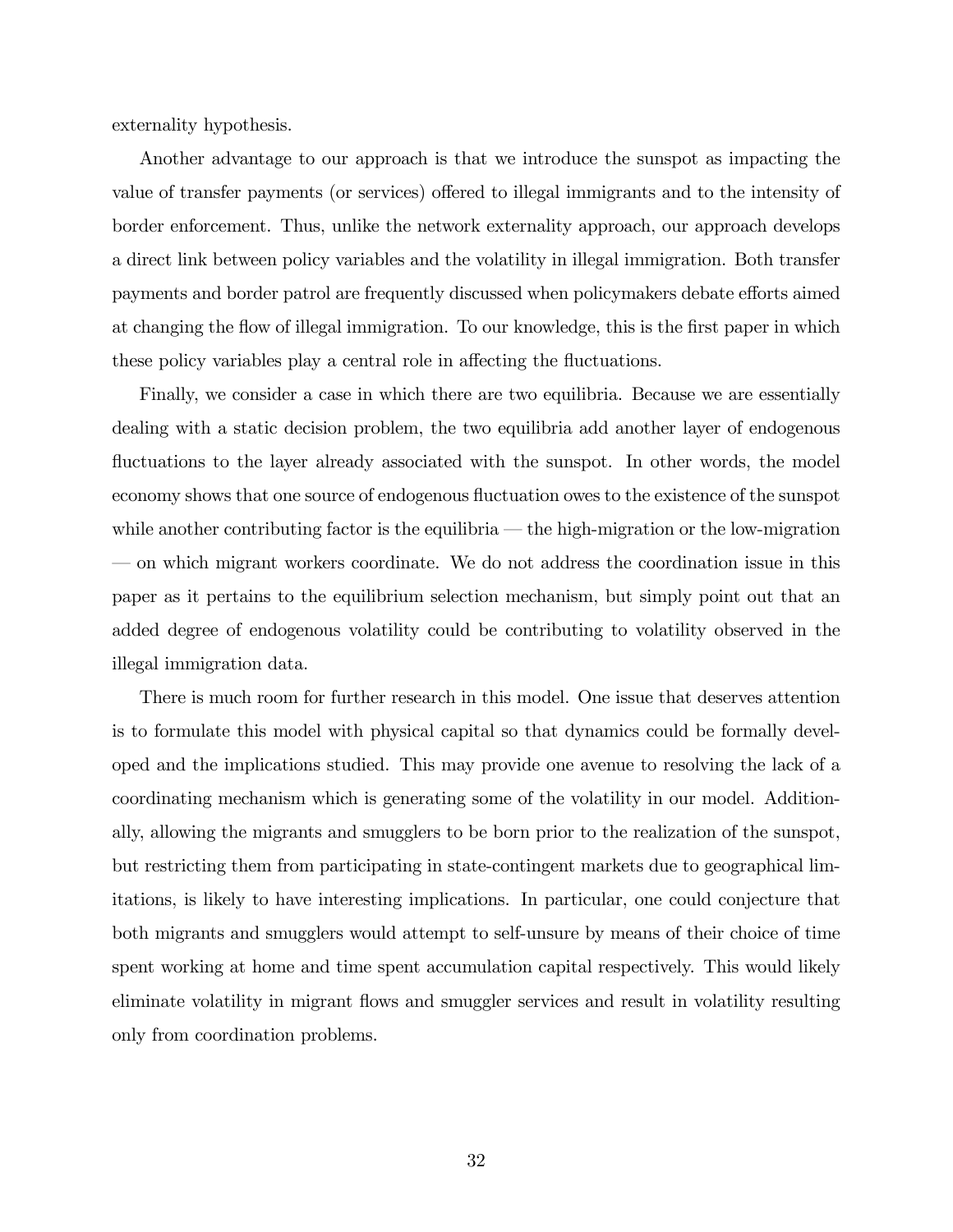externality hypothesis.

Another advantage to our approach is that we introduce the sunspot as impacting the value of transfer payments (or services) offered to illegal immigrants and to the intensity of border enforcement. Thus, unlike the network externality approach, our approach develops a direct link between policy variables and the volatility in illegal immigration. Both transfer payments and border patrol are frequently discussed when policymakers debate efforts aimed at changing the flow of illegal immigration. To our knowledge, this is the first paper in which these policy variables play a central role in affecting the fluctuations.

Finally, we consider a case in which there are two equilibria. Because we are essentially dealing with a static decision problem, the two equilibria add another layer of endogenous fluctuations to the layer already associated with the sunspot. In other words, the model economy shows that one source of endogenous fluctuation owes to the existence of the sunspot while another contributing factor is the equilibria — the high-migration or the low-migration — on which migrant workers coordinate. We do not address the coordination issue in this paper as it pertains to the equilibrium selection mechanism, but simply point out that an added degree of endogenous volatility could be contributing to volatility observed in the illegal immigration data.

There is much room for further research in this model. One issue that deserves attention is to formulate this model with physical capital so that dynamics could be formally developed and the implications studied. This may provide one avenue to resolving the lack of a coordinating mechanism which is generating some of the volatility in our model. Additionally, allowing the migrants and smugglers to be born prior to the realization of the sunspot, but restricting them from participating in state-contingent markets due to geographical limitations, is likely to have interesting implications. In particular, one could conjecture that both migrants and smugglers would attempt to self-unsure by means of their choice of time spent working at home and time spent accumulation capital respectively. This would likely eliminate volatility in migrant flows and smuggler services and result in volatility resulting only from coordination problems.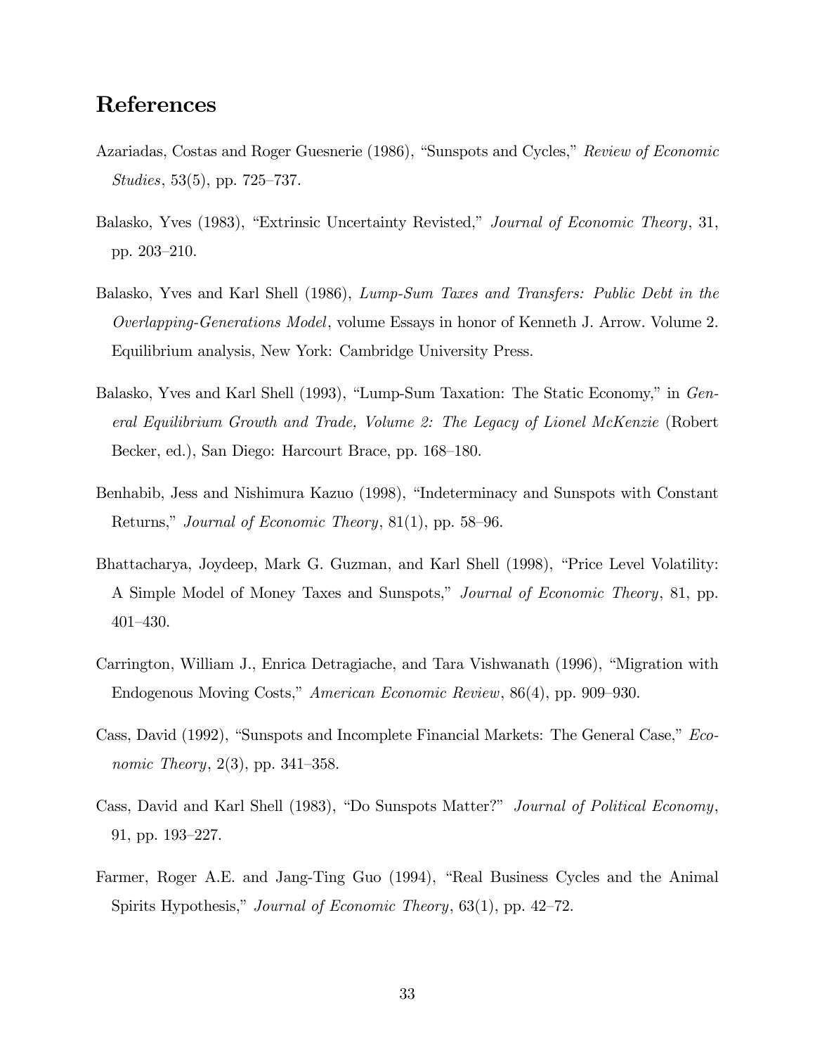## References

Azariadas, Costas and Roger Guesnerie (1986), "Sunspots and Cycles," *Review of Economic Studies*, 53(5), pp. 725–737.

Balasko, Yves (1983), "Extrinsic Uncertainty Revisted," *Journal of Economic Theory*, 31, pp. 203–210.

Balasko, Yves and Karl Shell (1986), *Lump-Sum Taxes and Transfers: Public Debt in the Overlapping-Generations Model*, volume Essays in honor of Kenneth J. Arrow. Volume 2. Equilibrium analysis, New York: Cambridge University Press.

Balasko, Yves and Karl Shell (1993), "Lump-Sum Taxation: The Static Economy," in *General Equilibrium Growth and Trade, Volume 2: The Legacy of Lionel McKenzie* (Robert Becker, ed.), San Diego: Harcourt Brace, pp. 168–180.

Benhabib, Jess and Nishimura Kazuo (1998), "Indeterminacy and Sunspots with Constant Returns," *Journal of Economic Theory*, 81(1), pp. 58–96.

Bhattacharya, Joydeep, Mark G. Guzman, and Karl Shell (1998), "Price Level Volatility: A Simple Model of Money Taxes and Sunspots," *Journal of Economic Theory*, 81, pp. 401–430.

Carrington, William J., Enrica Detragiache, and Tara Vishwanath (1996), "Migration with Endogenous Moving Costs," *American Economic Review*, 86(4), pp. 909–930.

Cass, David (1992), "Sunspots and Incomplete Financial Markets: The General Case," *Economic Theory*, 2(3), pp. 341–358.

Cass, David and Karl Shell (1983), "Do Sunspots Matter?" *Journal of Political Economy*, 91, pp. 193–227.

Farmer, Roger A.E. and Jang-Ting Guo (1994), "Real Business Cycles and the Animal Spirits Hypothesis," *Journal of Economic Theory*, 63(1), pp. 42–72.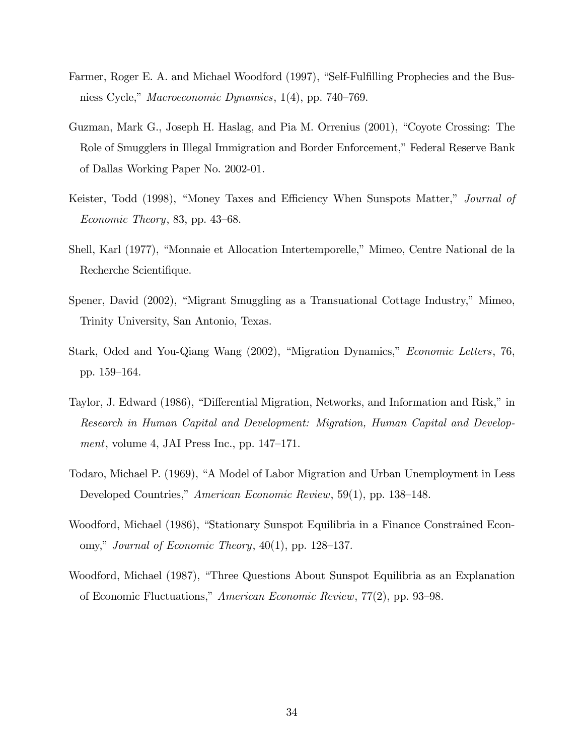Farmer, Roger E. A. and Michael Woodford (1997), "Self-Fulfilling Prophecies and the Busniess Cycle," *Macroeconomic Dynamics*, 1(4), pp. 740–769.

Guzman, Mark G., Joseph H. Haslag, and Pia M. Orrenius (2001), "Coyote Crossing: The Role of Smugglers in Illegal Immigration and Border Enforcement," Federal Reserve Bank of Dallas Working Paper No. 2002-01.

Keister, Todd (1998), "Money Taxes and Efficiency When Sunspots Matter," *Journal of Economic Theory*, 83, pp. 43–68.

Shell, Karl (1977), "Monnaie et Allocation Intertemporelle," Mimeo, Centre National de la Recherche Scientifique.

Spener, David (2002), "Migrant Smuggling as a Transuational Cottage Industry," Mimeo, Trinity University, San Antonio, Texas.

Stark, Oded and You-Qiang Wang (2002), "Migration Dynamics," *Economic Letters*, 76, pp. 159–164.

Taylor, J. Edward (1986), "Differential Migration, Networks, and Information and Risk," in *Research in Human Capital and Development: Migration, Human Capital and Development*, volume 4, JAI Press Inc., pp. 147–171.

Todaro, Michael P. (1969), "A Model of Labor Migration and Urban Unemployment in Less Developed Countries," *American Economic Review*, 59(1), pp. 138–148.

Woodford, Michael (1986), "Stationary Sunspot Equilibria in a Finance Constrained Economy," *Journal of Economic Theory*, 40(1), pp. 128–137.

Woodford, Michael (1987), "Three Questions About Sunspot Equilibria as an Explanation of Economic Fluctuations," *American Economic Review*, 77(2), pp. 93–98.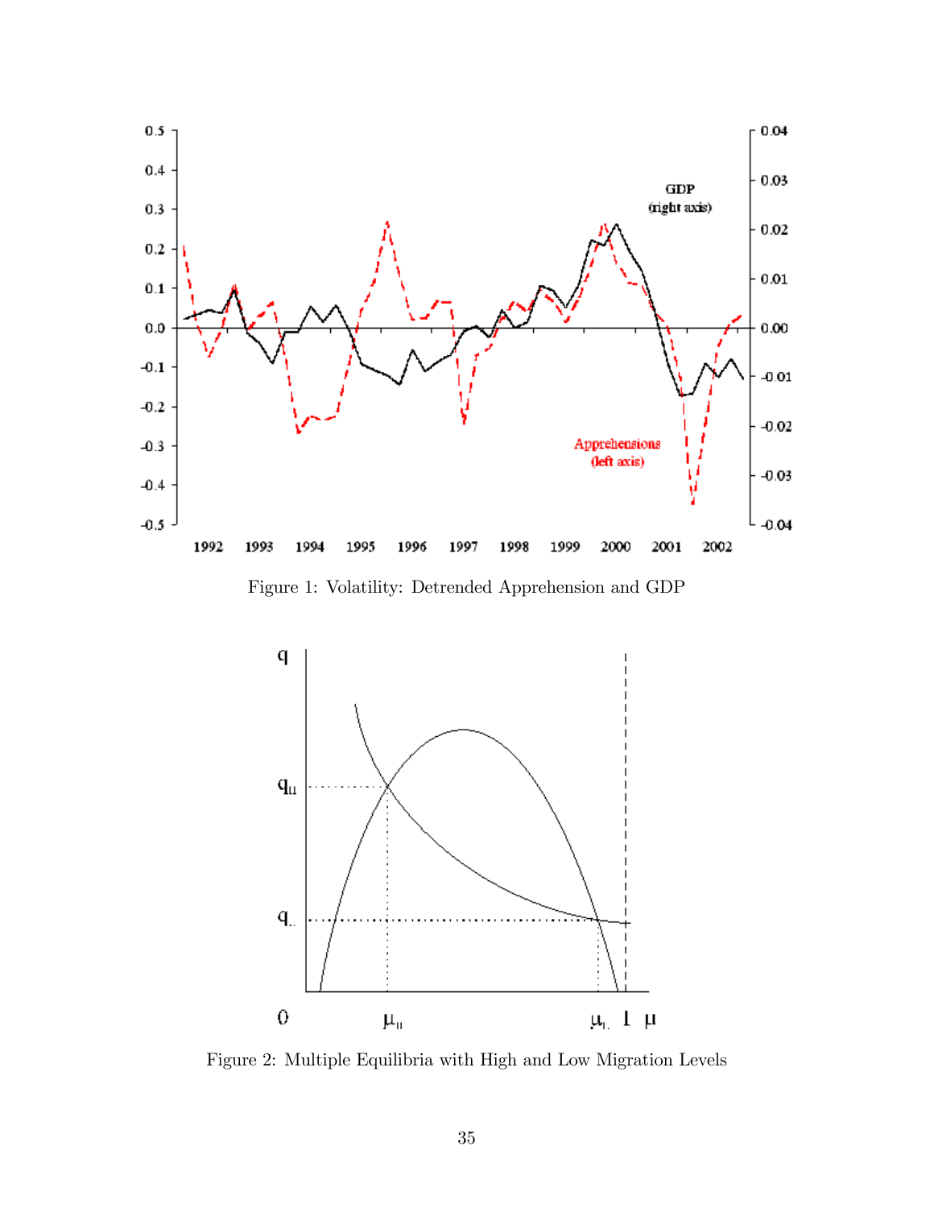0.5
0.4
0.3
0.2
0.1
0.0
-0.1
-0.2
-0.3
-0.4
-0.5

0.04
0.03
0.02
0.01
0.00
-0.01
-0.02
-0.03
-0.04

GDP (right axis)

Apprehensions (left axis)

1992 1993 1994 1995 1996 1997 1998 1999 2000 2001 2002

Figure 1: Volatility: Detrended Apprehension and GDP

$q$

$q_H$

$q_L$

$0$ $\mu_H$ $\mu_L$ $1$ $\mu$

Figure 2: Multiple Equilibria with High and Low Migration Levels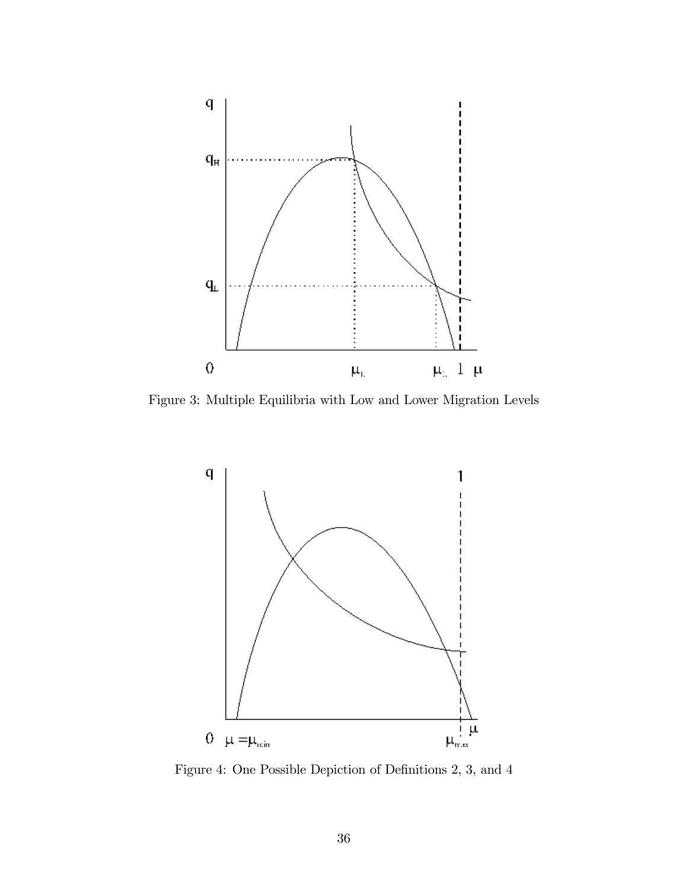q

$q_H$

$q_L$

0

$\mu_L$

$\mu_{..}$ 1 $\mu$

Figure 3: Multiple Equilibria with Low and Lower Migration Levels

q

1

0 $\mu = \mu_{min}$

$\mu_{max}$ $\mu$

Figure 4: One Possible Depiction of Definitions 2, 3, and 4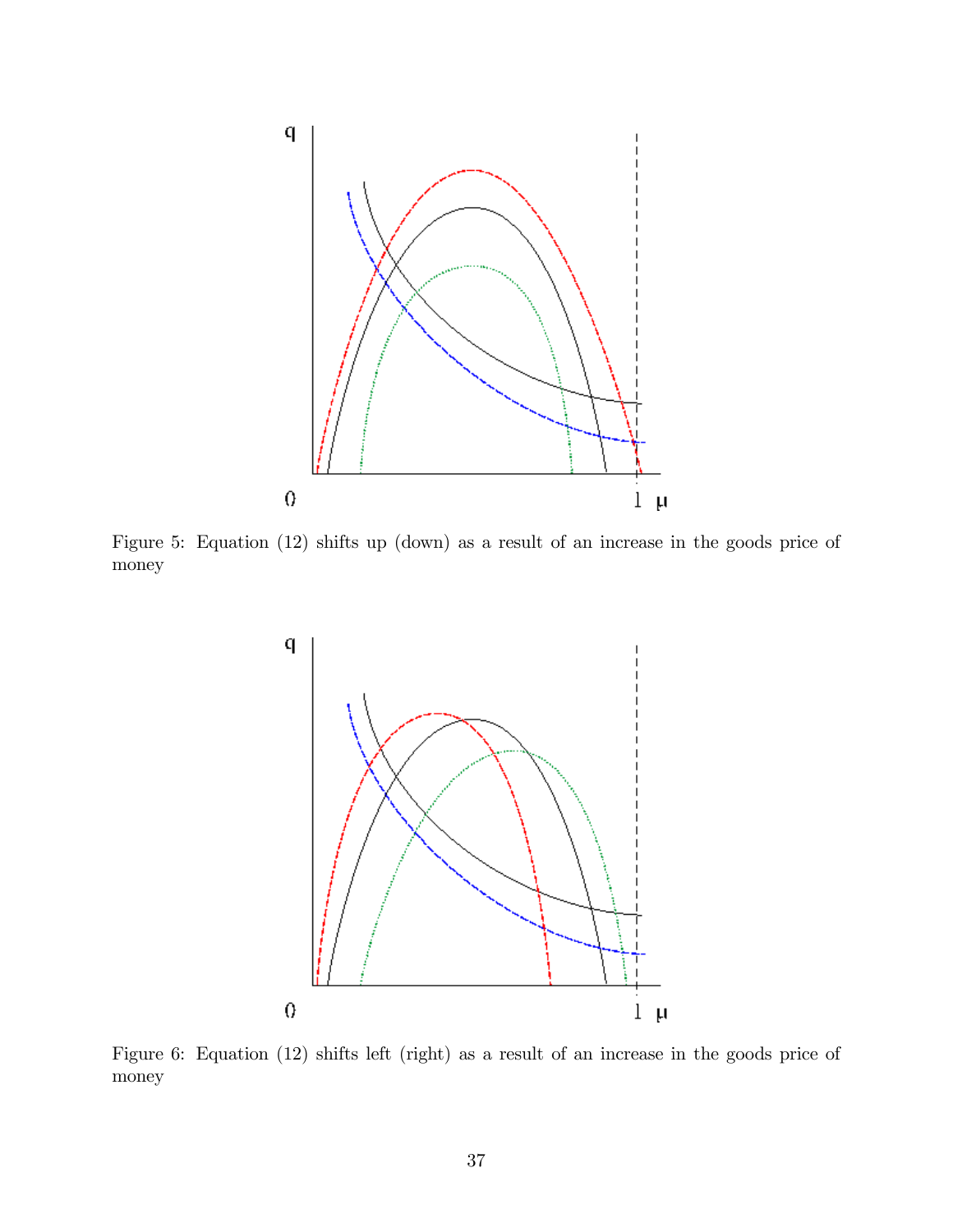q

0

1 μ

Figure 5: Equation (12) shifts up (down) as a result of an increase in the goods price of money

q

0

1 μ

Figure 6: Equation (12) shifts left (right) as a result of an increase in the goods price of money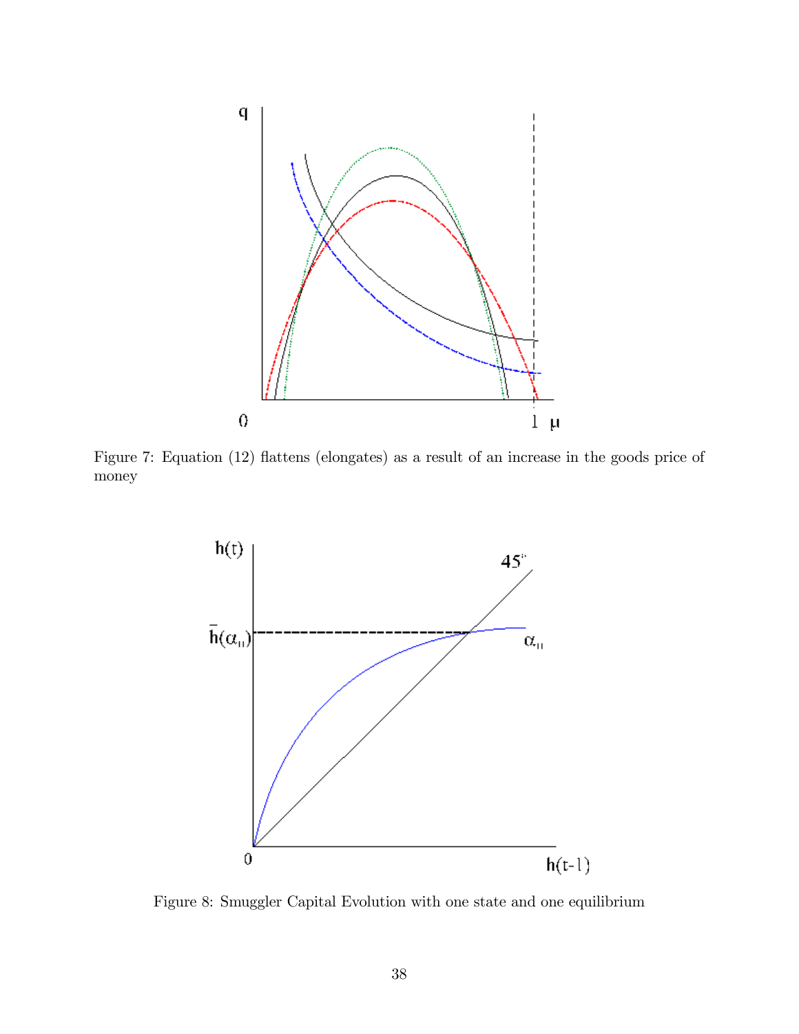q

0

1 μ

Figure 7: Equation (12) flattens (elongates) as a result of an increase in the goods price of money

h(t)

45°

$\bar{h}(\alpha_H)$

$\alpha_H$

0

h(t-1)

Figure 8: Smuggler Capital Evolution with one state and one equilibrium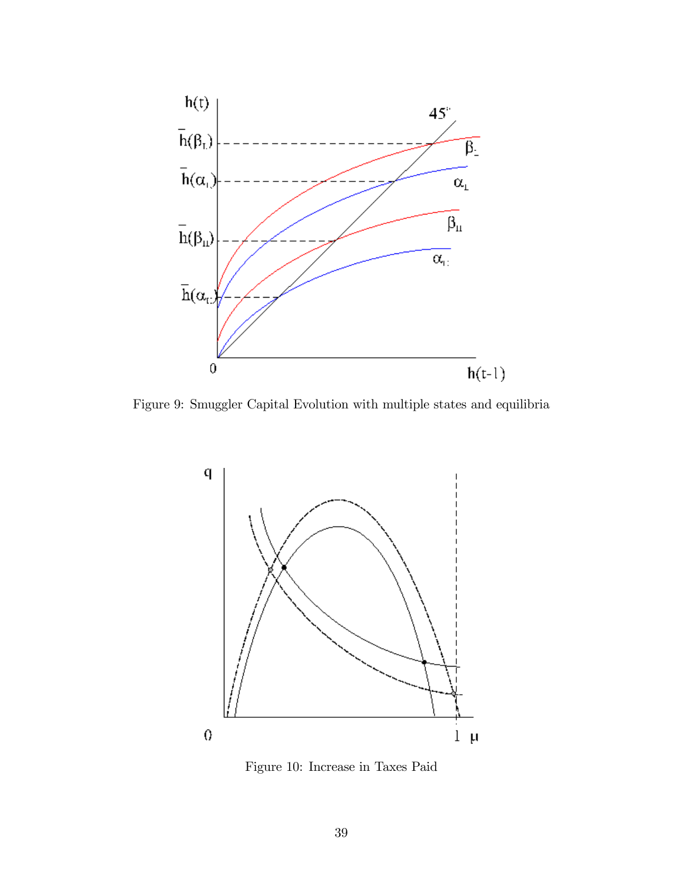h(t)

$\bar{h}(\beta_L)$

$\bar{h}(\alpha_L)$

$\bar{h}(\beta_H)$

$\bar{h}(\alpha_H)$

0

45°

$\beta_L$

$\alpha_L$

$\beta_H$

$\alpha_H$

h(t-1)

Figure 9: Smuggler Capital Evolution with multiple states and equilibria

q

0

1

μ

Figure 10: Increase in Taxes Paid